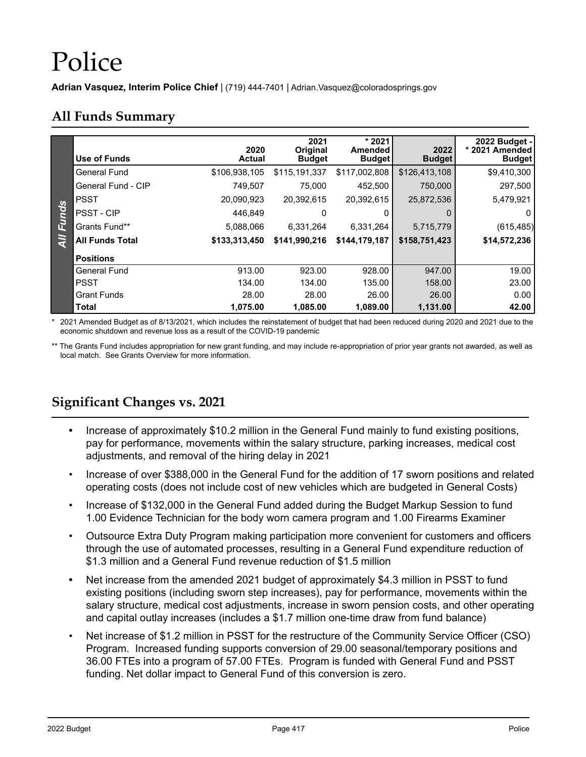# Police

**Adrian Vasquez, Interim Police Chief** | (719) 444-7401 | Adrian.Vasquez@coloradosprings.gov

## All Funds Summary

| | Use of Funds | 2020 Actual | 2021 Original Budget | * 2021 Amended Budget | 2022 Budget | 2022 Budget - * 2021 Amended Budget |
|---|---|---|---|---|---|---|
| All Funds | General Fund | $106,938,105 | $115,191,337 | $117,002,808 | $126,413,108 | $9,410,300 |
| | General Fund - CIP | 749,507 | 75,000 | 452,500 | 750,000 | 297,500 |
| | PSST | 20,090,923 | 20,392,615 | 20,392,615 | 25,872,536 | 5,479,921 |
| | PSST - CIP | 446,849 | 0 | 0 | 0 | 0 |
| | Grants Fund** | 5,088,066 | 6,331,264 | 6,331,264 | 5,715,779 | (615,485) |
| | **All Funds Total** | **$133,313,450** | **$141,990,216** | **$144,179,187** | **$158,751,423** | **$14,572,236** |
| | **Positions** | | | | | |
| | General Fund | 913.00 | 923.00 | 928.00 | 947.00 | 19.00 |
| | PSST | 134.00 | 134.00 | 135.00 | 158.00 | 23.00 |
| | Grant Funds | 28.00 | 28.00 | 26.00 | 26.00 | 0.00 |
| | **Total** | **1,075.00** | **1,085.00** | **1,089.00** | **1,131.00** | **42.00** |

\* 2021 Amended Budget as of 8/13/2021, which includes the reinstatement of budget that had been reduced during 2020 and 2021 due to the economic shutdown and revenue loss as a result of the COVID-19 pandemic

** The Grants Fund includes appropriation for new grant funding, and may include re-appropriation of prior year grants not awarded, as well as local match. See Grants Overview for more information.

## Significant Changes vs. 2021

- Increase of approximately $10.2 million in the General Fund mainly to fund existing positions, pay for performance, movements within the salary structure, parking increases, medical cost adjustments, and removal of the hiring delay in 2021
- Increase of over $388,000 in the General Fund for the addition of 17 sworn positions and related operating costs (does not include cost of new vehicles which are budgeted in General Costs)
- Increase of $132,000 in the General Fund added during the Budget Markup Session to fund 1.00 Evidence Technician for the body worn camera program and 1.00 Firearms Examiner
- Outsource Extra Duty Program making participation more convenient for customers and officers through the use of automated processes, resulting in a General Fund expenditure reduction of $1.3 million and a General Fund revenue reduction of $1.5 million
- Net increase from the amended 2021 budget of approximately $4.3 million in PSST to fund existing positions (including sworn step increases), pay for performance, movements within the salary structure, medical cost adjustments, increase in sworn pension costs, and other operating and capital outlay increases (includes a $1.7 million one-time draw from fund balance)
- Net increase of $1.2 million in PSST for the restructure of the Community Service Officer (CSO) Program. Increased funding supports conversion of 29.00 seasonal/temporary positions and 36.00 FTEs into a program of 57.00 FTEs. Program is funded with General Fund and PSST funding. Net dollar impact to General Fund of this conversion is zero.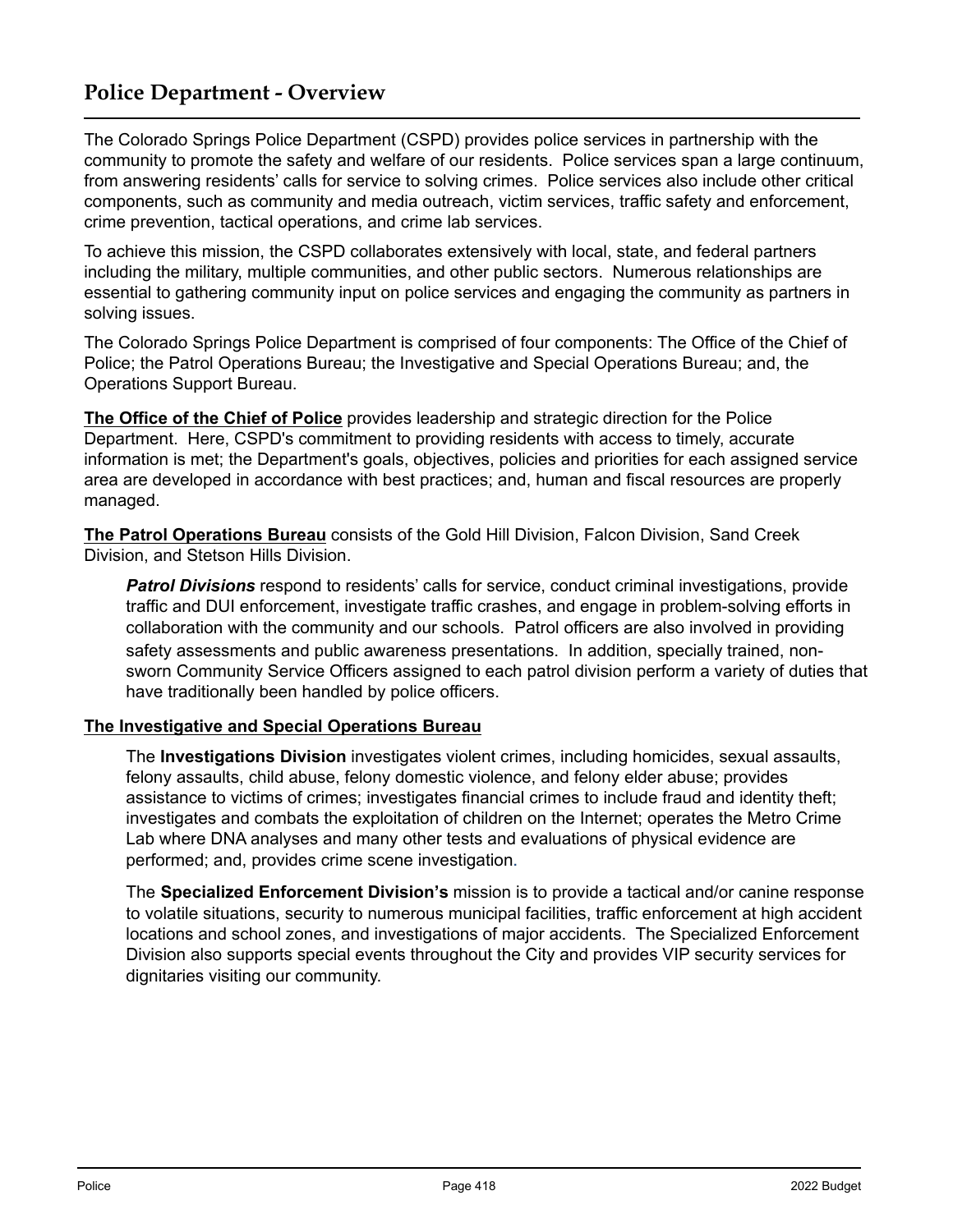## Police Department - Overview

The Colorado Springs Police Department (CSPD) provides police services in partnership with the community to promote the safety and welfare of our residents. Police services span a large continuum, from answering residents' calls for service to solving crimes. Police services also include other critical components, such as community and media outreach, victim services, traffic safety and enforcement, crime prevention, tactical operations, and crime lab services.

To achieve this mission, the CSPD collaborates extensively with local, state, and federal partners including the military, multiple communities, and other public sectors. Numerous relationships are essential to gathering community input on police services and engaging the community as partners in solving issues.

The Colorado Springs Police Department is comprised of four components: The Office of the Chief of Police; the Patrol Operations Bureau; the Investigative and Special Operations Bureau; and, the Operations Support Bureau.

**The Office of the Chief of Police** provides leadership and strategic direction for the Police Department. Here, CSPD's commitment to providing residents with access to timely, accurate information is met; the Department's goals, objectives, policies and priorities for each assigned service area are developed in accordance with best practices; and, human and fiscal resources are properly managed.

**The Patrol Operations Bureau** consists of the Gold Hill Division, Falcon Division, Sand Creek Division, and Stetson Hills Division.

> ***Patrol Divisions*** respond to residents' calls for service, conduct criminal investigations, provide traffic and DUI enforcement, investigate traffic crashes, and engage in problem-solving efforts in collaboration with the community and our schools. Patrol officers are also involved in providing safety assessments and public awareness presentations. In addition, specially trained, non-sworn Community Service Officers assigned to each patrol division perform a variety of duties that have traditionally been handled by police officers.

**The Investigative and Special Operations Bureau**

> The **Investigations Division** investigates violent crimes, including homicides, sexual assaults, felony assaults, child abuse, felony domestic violence, and felony elder abuse; provides assistance to victims of crimes; investigates financial crimes to include fraud and identity theft; investigates and combats the exploitation of children on the Internet; operates the Metro Crime Lab where DNA analyses and many other tests and evaluations of physical evidence are performed; and, provides crime scene investigation.

> The **Specialized Enforcement Division's** mission is to provide a tactical and/or canine response to volatile situations, security to numerous municipal facilities, traffic enforcement at high accident locations and school zones, and investigations of major accidents. The Specialized Enforcement Division also supports special events throughout the City and provides VIP security services for dignitaries visiting our community.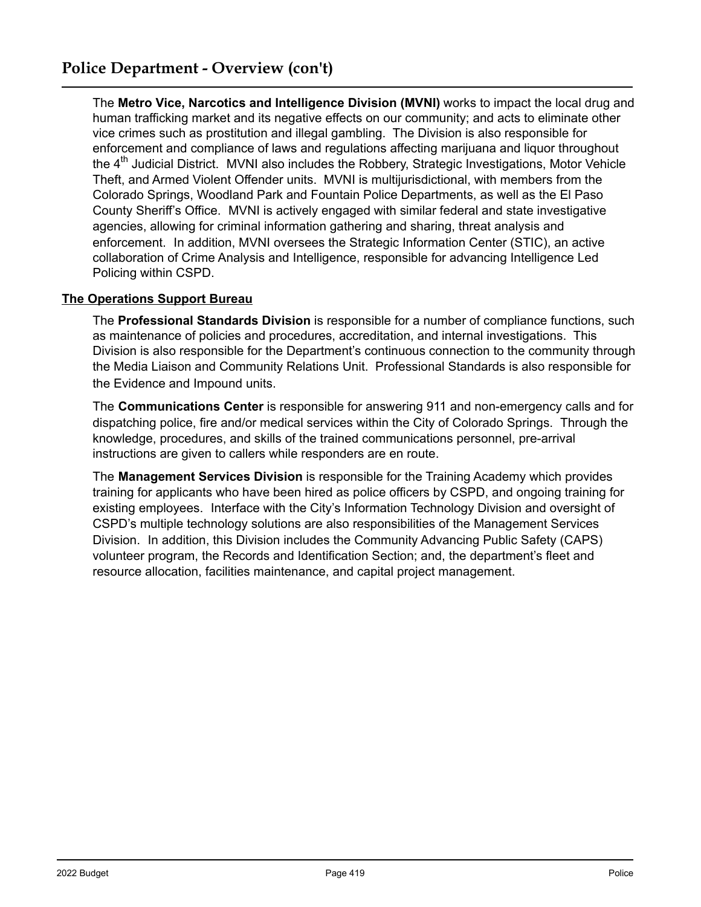# Police Department - Overview (con't)

The **Metro Vice, Narcotics and Intelligence Division (MVNI)** works to impact the local drug and human trafficking market and its negative effects on our community; and acts to eliminate other vice crimes such as prostitution and illegal gambling. The Division is also responsible for enforcement and compliance of laws and regulations affecting marijuana and liquor throughout the 4th Judicial District. MVNI also includes the Robbery, Strategic Investigations, Motor Vehicle Theft, and Armed Violent Offender units. MVNI is multijurisdictional, with members from the Colorado Springs, Woodland Park and Fountain Police Departments, as well as the El Paso County Sheriff's Office. MVNI is actively engaged with similar federal and state investigative agencies, allowing for criminal information gathering and sharing, threat analysis and enforcement. In addition, MVNI oversees the Strategic Information Center (STIC), an active collaboration of Crime Analysis and Intelligence, responsible for advancing Intelligence Led Policing within CSPD.

**The Operations Support Bureau**

The **Professional Standards Division** is responsible for a number of compliance functions, such as maintenance of policies and procedures, accreditation, and internal investigations. This Division is also responsible for the Department's continuous connection to the community through the Media Liaison and Community Relations Unit. Professional Standards is also responsible for the Evidence and Impound units.

The **Communications Center** is responsible for answering 911 and non-emergency calls and for dispatching police, fire and/or medical services within the City of Colorado Springs. Through the knowledge, procedures, and skills of the trained communications personnel, pre-arrival instructions are given to callers while responders are en route.

The **Management Services Division** is responsible for the Training Academy which provides training for applicants who have been hired as police officers by CSPD, and ongoing training for existing employees. Interface with the City's Information Technology Division and oversight of CSPD's multiple technology solutions are also responsibilities of the Management Services Division. In addition, this Division includes the Community Advancing Public Safety (CAPS) volunteer program, the Records and Identification Section; and, the department's fleet and resource allocation, facilities maintenance, and capital project management.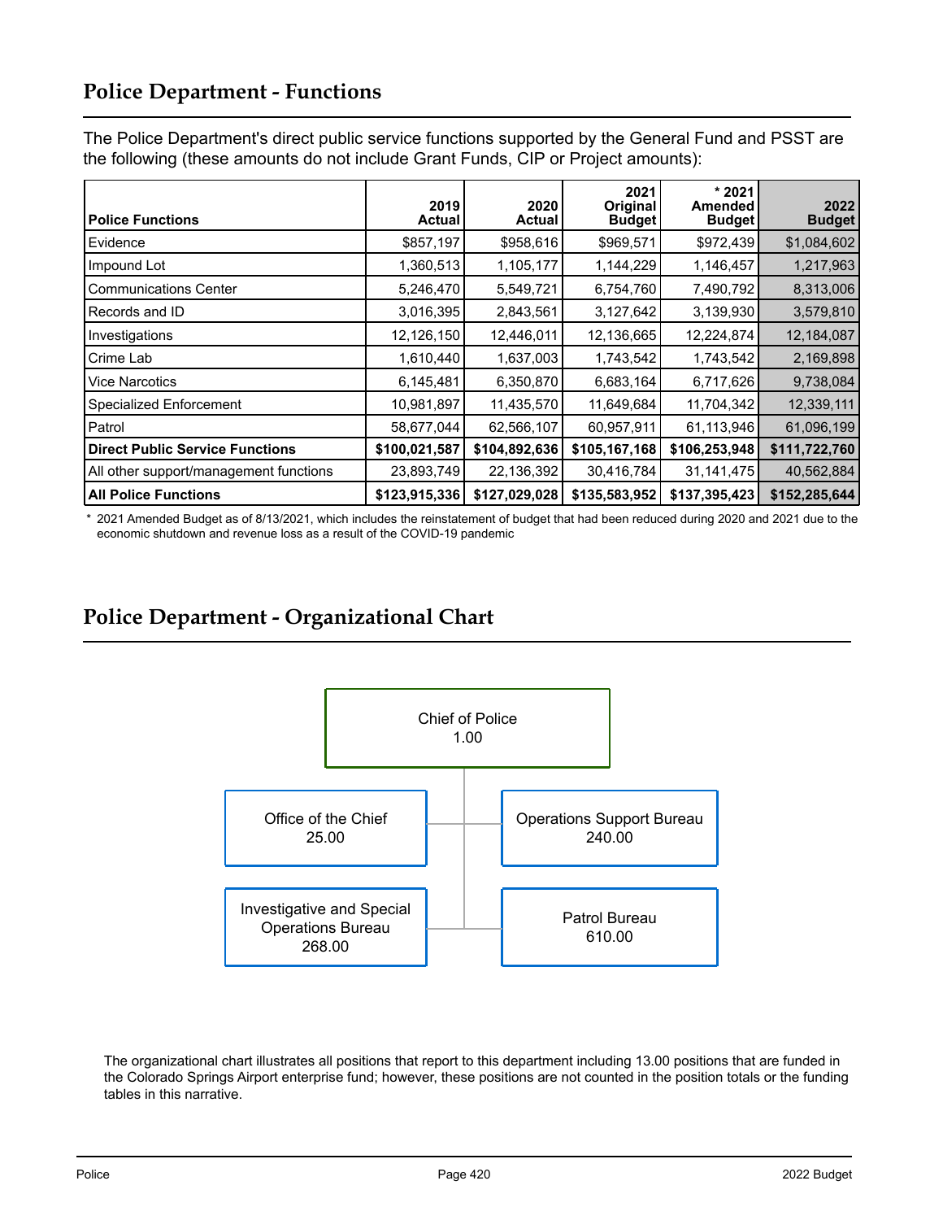## Police Department - Functions

The Police Department's direct public service functions supported by the General Fund and PSST are the following (these amounts do not include Grant Funds, CIP or Project amounts):

| Police Functions | 2019 Actual | 2020 Actual | 2021 Original Budget | * 2021 Amended Budget | 2022 Budget |
|---|---|---|---|---|---|
| Evidence | $857,197 | $958,616 | $969,571 | $972,439 | $1,084,602 |
| Impound Lot | 1,360,513 | 1,105,177 | 1,144,229 | 1,146,457 | 1,217,963 |
| Communications Center | 5,246,470 | 5,549,721 | 6,754,760 | 7,490,792 | 8,313,006 |
| Records and ID | 3,016,395 | 2,843,561 | 3,127,642 | 3,139,930 | 3,579,810 |
| Investigations | 12,126,150 | 12,446,011 | 12,136,665 | 12,224,874 | 12,184,087 |
| Crime Lab | 1,610,440 | 1,637,003 | 1,743,542 | 1,743,542 | 2,169,898 |
| Vice Narcotics | 6,145,481 | 6,350,870 | 6,683,164 | 6,717,626 | 9,738,084 |
| Specialized Enforcement | 10,981,897 | 11,435,570 | 11,649,684 | 11,704,342 | 12,339,111 |
| Patrol | 58,677,044 | 62,566,107 | 60,957,911 | 61,113,946 | 61,096,199 |
| **Direct Public Service Functions** | **$100,021,587** | **$104,892,636** | **$105,167,168** | **$106,253,948** | **$111,722,760** |
| All other support/management functions | 23,893,749 | 22,136,392 | 30,416,784 | 31,141,475 | 40,562,884 |
| **All Police Functions** | **$123,915,336** | **$127,029,028** | **$135,583,952** | **$137,395,423** | **$152,285,644** |

\* 2021 Amended Budget as of 8/13/2021, which includes the reinstatement of budget that had been reduced during 2020 and 2021 due to the economic shutdown and revenue loss as a result of the COVID-19 pandemic

## Police Department - Organizational Chart

- Chief of Police 1.00
  - Office of the Chief 25.00
  - Operations Support Bureau 240.00
  - Investigative and Special Operations Bureau 268.00
  - Patrol Bureau 610.00

The organizational chart illustrates all positions that report to this department including 13.00 positions that are funded in the Colorado Springs Airport enterprise fund; however, these positions are not counted in the position totals or the funding tables in this narrative.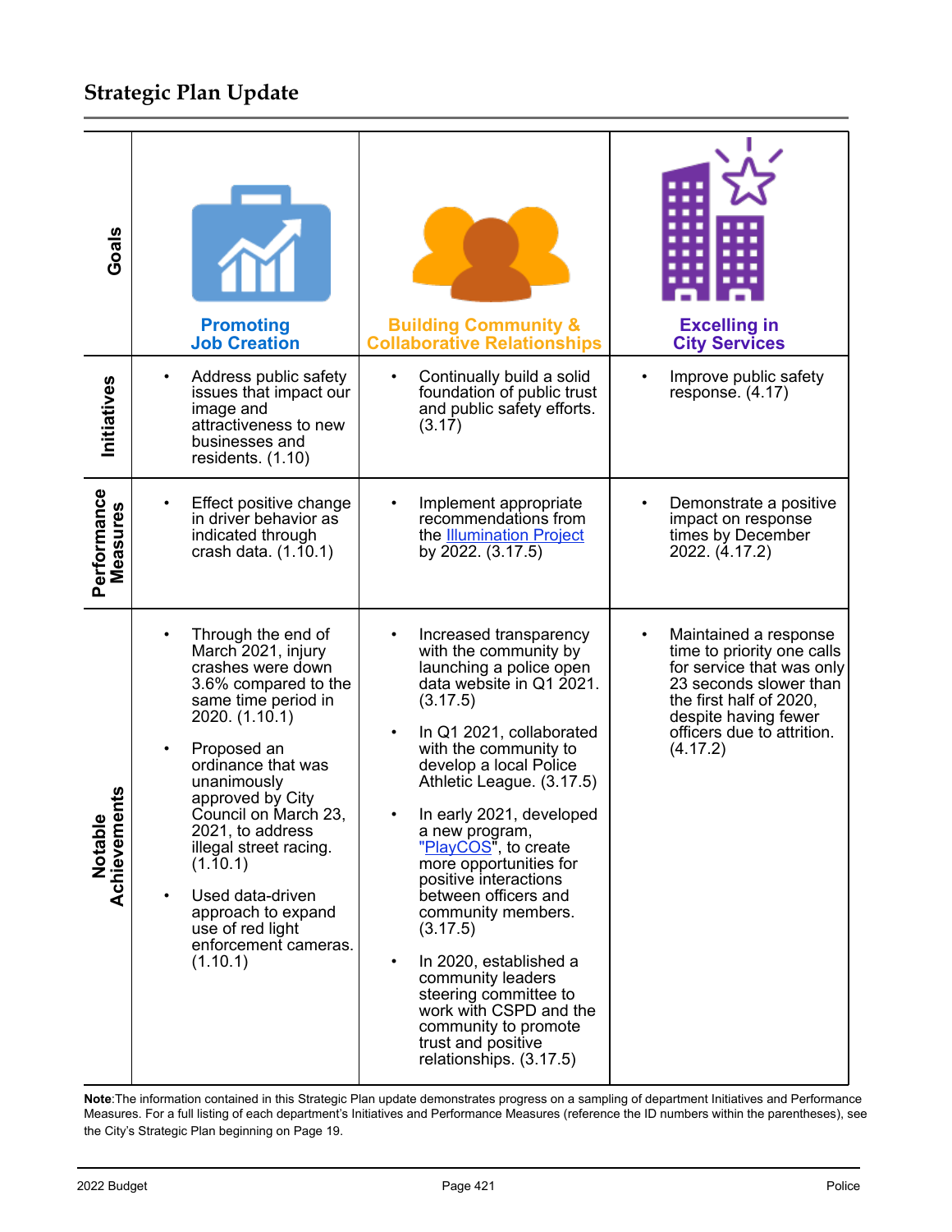## Strategic Plan Update

| Goals | Promoting Job Creation | Building Community & Collaborative Relationships | Excelling in City Services |
|---|---|---|---|
| Initiatives | • Address public safety issues that impact our image and attractiveness to new businesses and residents. (1.10) | • Continually build a solid foundation of public trust and public safety efforts. (3.17) | • Improve public safety response. (4.17) |
| Performance Measures | • Effect positive change in driver behavior as indicated through crash data. (1.10.1) | • Implement appropriate recommendations from the Illumination Project by 2022. (3.17.5) | • Demonstrate a positive impact on response times by December 2022. (4.17.2) |
| Notable Achievements | • Through the end of March 2021, injury crashes were down 3.6% compared to the same time period in 2020. (1.10.1)<br>• Proposed an ordinance that was unanimously approved by City Council on March 23, 2021, to address illegal street racing. (1.10.1)<br>• Used data-driven approach to expand use of red light enforcement cameras. (1.10.1) | • Increased transparency with the community by launching a police open data website in Q1 2021. (3.17.5)<br>• In Q1 2021, collaborated with the community to develop a local Police Athletic League. (3.17.5)<br>• In early 2021, developed a new program, "PlayCOS", to create more opportunities for positive interactions between officers and community members. (3.17.5)<br>• In 2020, established a community leaders steering committee to work with CSPD and the community to promote trust and positive relationships. (3.17.5) | • Maintained a response time to priority one calls for service that was only 23 seconds slower than the first half of 2020, despite having fewer officers due to attrition. (4.17.2) |

**Note**:The information contained in this Strategic Plan update demonstrates progress on a sampling of department Initiatives and Performance Measures. For a full listing of each department's Initiatives and Performance Measures (reference the ID numbers within the parentheses), see the City's Strategic Plan beginning on Page 19.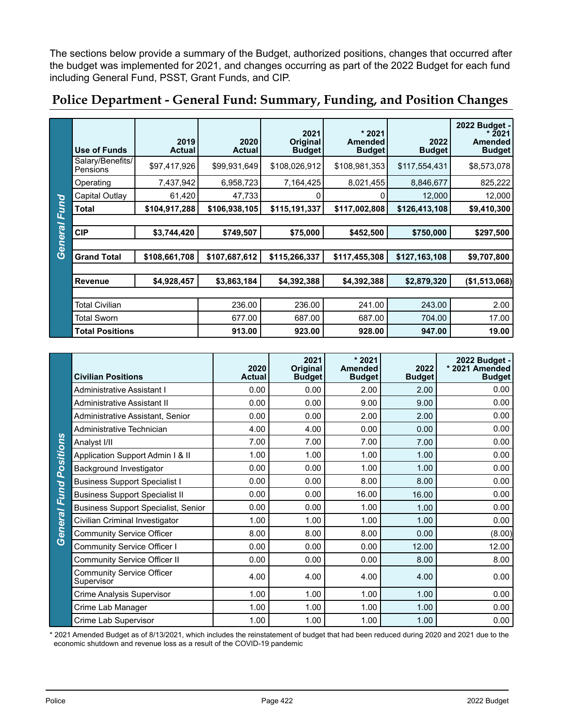The sections below provide a summary of the Budget, authorized positions, changes that occurred after the budget was implemented for 2021, and changes occurring as part of the 2022 Budget for each fund including General Fund, PSST, Grant Funds, and CIP.

## Police Department - General Fund: Summary, Funding, and Position Changes

**General Fund**

| Use of Funds | 2019 Actual | 2020 Actual | 2021 Original Budget | * 2021 Amended Budget | 2022 Budget | 2022 Budget - * 2021 Amended Budget |
|---|---|---|---|---|---|---|
| Salary/Benefits/ Pensions | $97,417,926 | $99,931,649 | $108,026,912 | $108,981,353 | $117,554,431 | $8,573,078 |
| Operating | 7,437,942 | 6,958,723 | 7,164,425 | 8,021,455 | 8,846,677 | 825,222 |
| Capital Outlay | 61,420 | 47,733 | 0 | 0 | 12,000 | 12,000 |
| **Total** | **$104,917,288** | **$106,938,105** | **$115,191,337** | **$117,002,808** | **$126,413,108** | **$9,410,300** |
| | | | | | | |
| **CIP** | **$3,744,420** | **$749,507** | **$75,000** | **$452,500** | **$750,000** | **$297,500** |
| | | | | | | |
| **Grand Total** | **$108,661,708** | **$107,687,612** | **$115,266,337** | **$117,455,308** | **$127,163,108** | **$9,707,800** |
| | | | | | | |
| **Revenue** | **$4,928,457** | **$3,863,184** | **$4,392,388** | **$4,392,388** | **$2,879,320** | **($1,513,068)** |
| | | | | | | |
| Total Civilian | | 236.00 | 236.00 | 241.00 | 243.00 | 2.00 |
| Total Sworn | | 677.00 | 687.00 | 687.00 | 704.00 | 17.00 |
| **Total Positions** | | **913.00** | **923.00** | **928.00** | **947.00** | **19.00** |

**General Fund Positions**

| Civilian Positions | 2020 Actual | 2021 Original Budget | * 2021 Amended Budget | 2022 Budget | 2022 Budget - * 2021 Amended Budget |
|---|---|---|---|---|---|
| Administrative Assistant I | 0.00 | 0.00 | 2.00 | 2.00 | 0.00 |
| Administrative Assistant II | 0.00 | 0.00 | 9.00 | 9.00 | 0.00 |
| Administrative Assistant, Senior | 0.00 | 0.00 | 2.00 | 2.00 | 0.00 |
| Administrative Technician | 4.00 | 4.00 | 0.00 | 0.00 | 0.00 |
| Analyst I/II | 7.00 | 7.00 | 7.00 | 7.00 | 0.00 |
| Application Support Admin I & II | 1.00 | 1.00 | 1.00 | 1.00 | 0.00 |
| Background Investigator | 0.00 | 0.00 | 1.00 | 1.00 | 0.00 |
| Business Support Specialist I | 0.00 | 0.00 | 8.00 | 8.00 | 0.00 |
| Business Support Specialist II | 0.00 | 0.00 | 16.00 | 16.00 | 0.00 |
| Business Support Specialist, Senior | 0.00 | 0.00 | 1.00 | 1.00 | 0.00 |
| Civilian Criminal Investigator | 1.00 | 1.00 | 1.00 | 1.00 | 0.00 |
| Community Service Officer | 8.00 | 8.00 | 8.00 | 0.00 | (8.00) |
| Community Service Officer I | 0.00 | 0.00 | 0.00 | 12.00 | 12.00 |
| Community Service Officer II | 0.00 | 0.00 | 0.00 | 8.00 | 8.00 |
| Community Service Officer Supervisor | 4.00 | 4.00 | 4.00 | 4.00 | 0.00 |
| Crime Analysis Supervisor | 1.00 | 1.00 | 1.00 | 1.00 | 0.00 |
| Crime Lab Manager | 1.00 | 1.00 | 1.00 | 1.00 | 0.00 |
| Crime Lab Supervisor | 1.00 | 1.00 | 1.00 | 1.00 | 0.00 |

* 2021 Amended Budget as of 8/13/2021, which includes the reinstatement of budget that had been reduced during 2020 and 2021 due to the economic shutdown and revenue loss as a result of the COVID-19 pandemic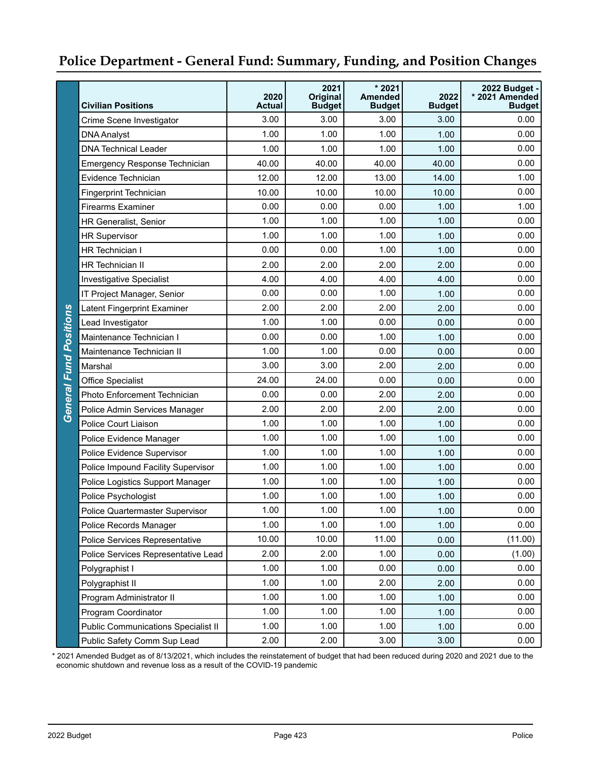# Police Department - General Fund: Summary, Funding, and Position Changes

**General Fund Positions**

| Civilian Positions | 2020 Actual | 2021 Original Budget | * 2021 Amended Budget | 2022 Budget | 2022 Budget - * 2021 Amended Budget |
|---|---|---|---|---|---|
| Crime Scene Investigator | 3.00 | 3.00 | 3.00 | 3.00 | 0.00 |
| DNA Analyst | 1.00 | 1.00 | 1.00 | 1.00 | 0.00 |
| DNA Technical Leader | 1.00 | 1.00 | 1.00 | 1.00 | 0.00 |
| Emergency Response Technician | 40.00 | 40.00 | 40.00 | 40.00 | 0.00 |
| Evidence Technician | 12.00 | 12.00 | 13.00 | 14.00 | 1.00 |
| Fingerprint Technician | 10.00 | 10.00 | 10.00 | 10.00 | 0.00 |
| Firearms Examiner | 0.00 | 0.00 | 0.00 | 1.00 | 1.00 |
| HR Generalist, Senior | 1.00 | 1.00 | 1.00 | 1.00 | 0.00 |
| HR Supervisor | 1.00 | 1.00 | 1.00 | 1.00 | 0.00 |
| HR Technician I | 0.00 | 0.00 | 1.00 | 1.00 | 0.00 |
| HR Technician II | 2.00 | 2.00 | 2.00 | 2.00 | 0.00 |
| Investigative Specialist | 4.00 | 4.00 | 4.00 | 4.00 | 0.00 |
| IT Project Manager, Senior | 0.00 | 0.00 | 1.00 | 1.00 | 0.00 |
| Latent Fingerprint Examiner | 2.00 | 2.00 | 2.00 | 2.00 | 0.00 |
| Lead Investigator | 1.00 | 1.00 | 0.00 | 0.00 | 0.00 |
| Maintenance Technician I | 0.00 | 0.00 | 1.00 | 1.00 | 0.00 |
| Maintenance Technician II | 1.00 | 1.00 | 0.00 | 0.00 | 0.00 |
| Marshal | 3.00 | 3.00 | 2.00 | 2.00 | 0.00 |
| Office Specialist | 24.00 | 24.00 | 0.00 | 0.00 | 0.00 |
| Photo Enforcement Technician | 0.00 | 0.00 | 2.00 | 2.00 | 0.00 |
| Police Admin Services Manager | 2.00 | 2.00 | 2.00 | 2.00 | 0.00 |
| Police Court Liaison | 1.00 | 1.00 | 1.00 | 1.00 | 0.00 |
| Police Evidence Manager | 1.00 | 1.00 | 1.00 | 1.00 | 0.00 |
| Police Evidence Supervisor | 1.00 | 1.00 | 1.00 | 1.00 | 0.00 |
| Police Impound Facility Supervisor | 1.00 | 1.00 | 1.00 | 1.00 | 0.00 |
| Police Logistics Support Manager | 1.00 | 1.00 | 1.00 | 1.00 | 0.00 |
| Police Psychologist | 1.00 | 1.00 | 1.00 | 1.00 | 0.00 |
| Police Quartermaster Supervisor | 1.00 | 1.00 | 1.00 | 1.00 | 0.00 |
| Police Records Manager | 1.00 | 1.00 | 1.00 | 1.00 | 0.00 |
| Police Services Representative | 10.00 | 10.00 | 11.00 | 0.00 | (11.00) |
| Police Services Representative Lead | 2.00 | 2.00 | 1.00 | 0.00 | (1.00) |
| Polygraphist I | 1.00 | 1.00 | 0.00 | 0.00 | 0.00 |
| Polygraphist II | 1.00 | 1.00 | 2.00 | 2.00 | 0.00 |
| Program Administrator II | 1.00 | 1.00 | 1.00 | 1.00 | 0.00 |
| Program Coordinator | 1.00 | 1.00 | 1.00 | 1.00 | 0.00 |
| Public Communications Specialist II | 1.00 | 1.00 | 1.00 | 1.00 | 0.00 |
| Public Safety Comm Sup Lead | 2.00 | 2.00 | 3.00 | 3.00 | 0.00 |

* 2021 Amended Budget as of 8/13/2021, which includes the reinstatement of budget that had been reduced during 2020 and 2021 due to the economic shutdown and revenue loss as a result of the COVID-19 pandemic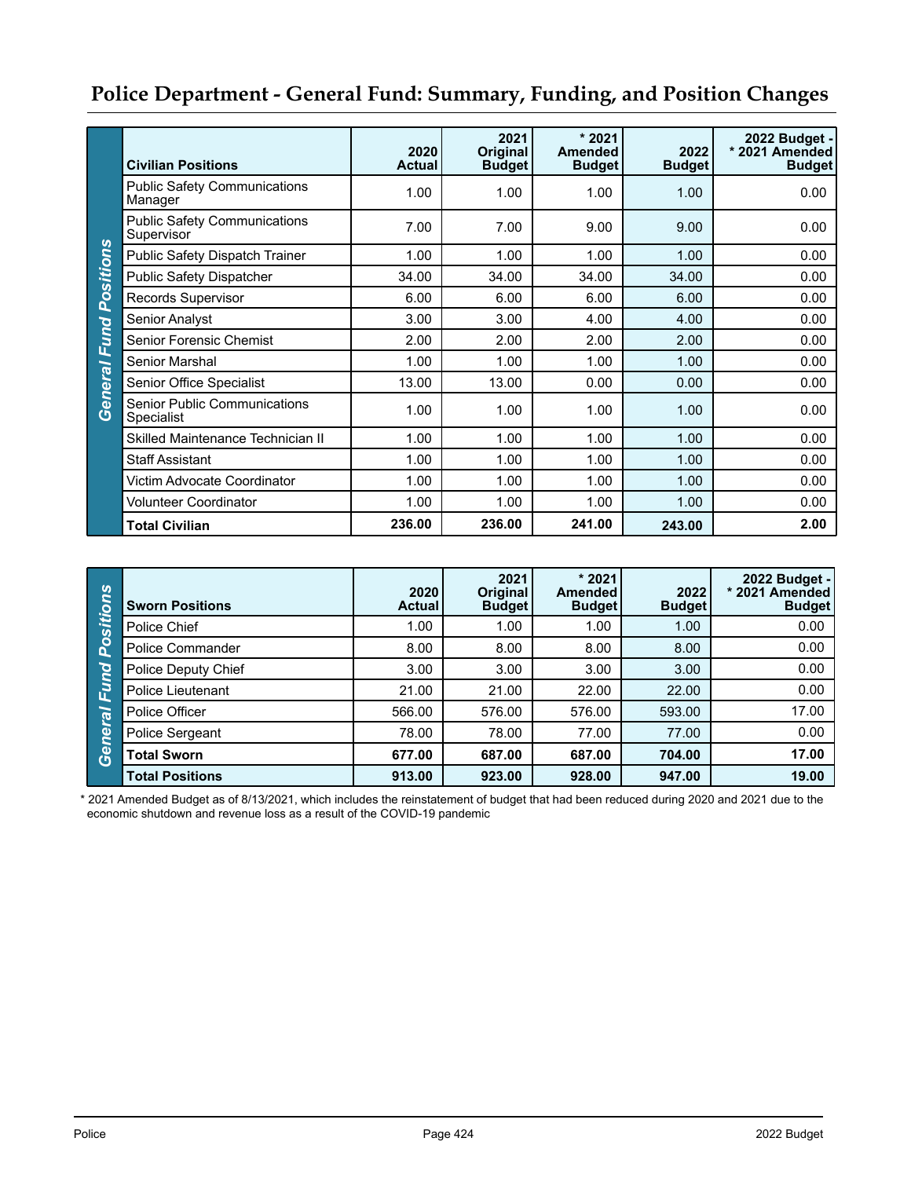# Police Department - General Fund: Summary, Funding, and Position Changes

General Fund Positions

| Civilian Positions | 2020 Actual | 2021 Original Budget | * 2021 Amended Budget | 2022 Budget | 2022 Budget - * 2021 Amended Budget |
|---|---|---|---|---|---|
| Public Safety Communications Manager | 1.00 | 1.00 | 1.00 | 1.00 | 0.00 |
| Public Safety Communications Supervisor | 7.00 | 7.00 | 9.00 | 9.00 | 0.00 |
| Public Safety Dispatch Trainer | 1.00 | 1.00 | 1.00 | 1.00 | 0.00 |
| Public Safety Dispatcher | 34.00 | 34.00 | 34.00 | 34.00 | 0.00 |
| Records Supervisor | 6.00 | 6.00 | 6.00 | 6.00 | 0.00 |
| Senior Analyst | 3.00 | 3.00 | 4.00 | 4.00 | 0.00 |
| Senior Forensic Chemist | 2.00 | 2.00 | 2.00 | 2.00 | 0.00 |
| Senior Marshal | 1.00 | 1.00 | 1.00 | 1.00 | 0.00 |
| Senior Office Specialist | 13.00 | 13.00 | 0.00 | 0.00 | 0.00 |
| Senior Public Communications Specialist | 1.00 | 1.00 | 1.00 | 1.00 | 0.00 |
| Skilled Maintenance Technician II | 1.00 | 1.00 | 1.00 | 1.00 | 0.00 |
| Staff Assistant | 1.00 | 1.00 | 1.00 | 1.00 | 0.00 |
| Victim Advocate Coordinator | 1.00 | 1.00 | 1.00 | 1.00 | 0.00 |
| Volunteer Coordinator | 1.00 | 1.00 | 1.00 | 1.00 | 0.00 |
| **Total Civilian** | **236.00** | **236.00** | **241.00** | **243.00** | **2.00** |

General Fund Positions

| Sworn Positions | 2020 Actual | 2021 Original Budget | * 2021 Amended Budget | 2022 Budget | 2022 Budget - * 2021 Amended Budget |
|---|---|---|---|---|---|
| Police Chief | 1.00 | 1.00 | 1.00 | 1.00 | 0.00 |
| Police Commander | 8.00 | 8.00 | 8.00 | 8.00 | 0.00 |
| Police Deputy Chief | 3.00 | 3.00 | 3.00 | 3.00 | 0.00 |
| Police Lieutenant | 21.00 | 21.00 | 22.00 | 22.00 | 0.00 |
| Police Officer | 566.00 | 576.00 | 576.00 | 593.00 | 17.00 |
| Police Sergeant | 78.00 | 78.00 | 77.00 | 77.00 | 0.00 |
| **Total Sworn** | **677.00** | **687.00** | **687.00** | **704.00** | **17.00** |
| **Total Positions** | **913.00** | **923.00** | **928.00** | **947.00** | **19.00** |

* 2021 Amended Budget as of 8/13/2021, which includes the reinstatement of budget that had been reduced during 2020 and 2021 due to the economic shutdown and revenue loss as a result of the COVID-19 pandemic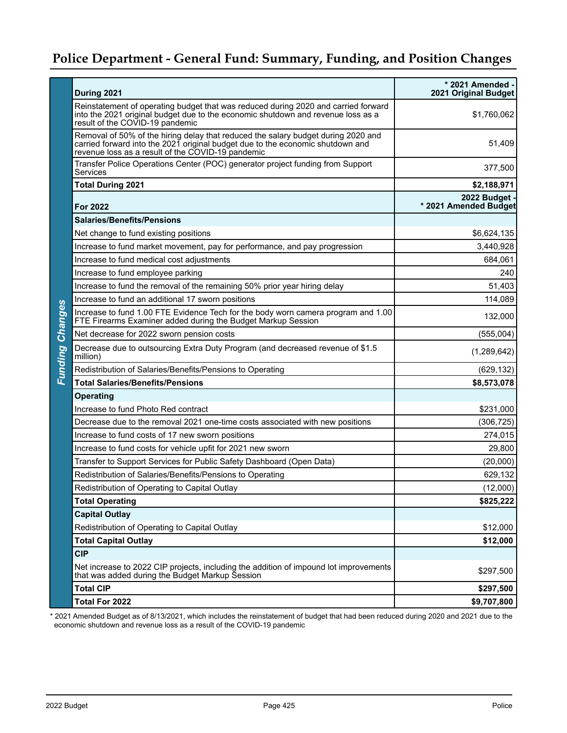# Police Department - General Fund: Summary, Funding, and Position Changes

| Funding Changes | During 2021 | * 2021 Amended - 2021 Original Budget |
|---|---|---|
| | Reinstatement of operating budget that was reduced during 2020 and carried forward into the 2021 original budget due to the economic shutdown and revenue loss as a result of the COVID-19 pandemic | $1,760,062 |
| | Removal of 50% of the hiring delay that reduced the salary budget during 2020 and carried forward into the 2021 original budget due to the economic shutdown and revenue loss as a result of the COVID-19 pandemic | 51,409 |
| | Transfer Police Operations Center (POC) generator project funding from Support Services | 377,500 |
| | **Total During 2021** | **$2,188,971** |
| | **For 2022** | **2022 Budget - * 2021 Amended Budget** |
| | **Salaries/Benefits/Pensions** | |
| | Net change to fund existing positions | $6,624,135 |
| | Increase to fund market movement, pay for performance, and pay progression | 3,440,928 |
| | Increase to fund medical cost adjustments | 684,061 |
| | Increase to fund employee parking | 240 |
| | Increase to fund the removal of the remaining 50% prior year hiring delay | 51,403 |
| | Increase to fund an additional 17 sworn positions | 114,089 |
| | Increase to fund 1.00 FTE Evidence Tech for the body worn camera program and 1.00 FTE Firearms Examiner added during the Budget Markup Session | 132,000 |
| | Net decrease for 2022 sworn pension costs | (555,004) |
| | Decrease due to outsourcing Extra Duty Program (and decreased revenue of $1.5 million) | (1,289,642) |
| | Redistribution of Salaries/Benefits/Pensions to Operating | (629,132) |
| | **Total Salaries/Benefits/Pensions** | **$8,573,078** |
| | **Operating** | |
| | Increase to fund Photo Red contract | $231,000 |
| | Decrease due to the removal 2021 one-time costs associated with new positions | (306,725) |
| | Increase to fund costs of 17 new sworn positions | 274,015 |
| | Increase to fund costs for vehicle upfit for 2021 new sworn | 29,800 |
| | Transfer to Support Services for Public Safety Dashboard (Open Data) | (20,000) |
| | Redistribution of Salaries/Benefits/Pensions to Operating | 629,132 |
| | Redistribution of Operating to Capital Outlay | (12,000) |
| | **Total Operating** | **$825,222** |
| | **Capital Outlay** | |
| | Redistribution of Operating to Capital Outlay | $12,000 |
| | **Total Capital Outlay** | **$12,000** |
| | **CIP** | |
| | Net increase to 2022 CIP projects, including the addition of impound lot improvements that was added during the Budget Markup Session | $297,500 |
| | **Total CIP** | **$297,500** |
| | **Total For 2022** | **$9,707,800** |

\* 2021 Amended Budget as of 8/13/2021, which includes the reinstatement of budget that had been reduced during 2020 and 2021 due to the economic shutdown and revenue loss as a result of the COVID-19 pandemic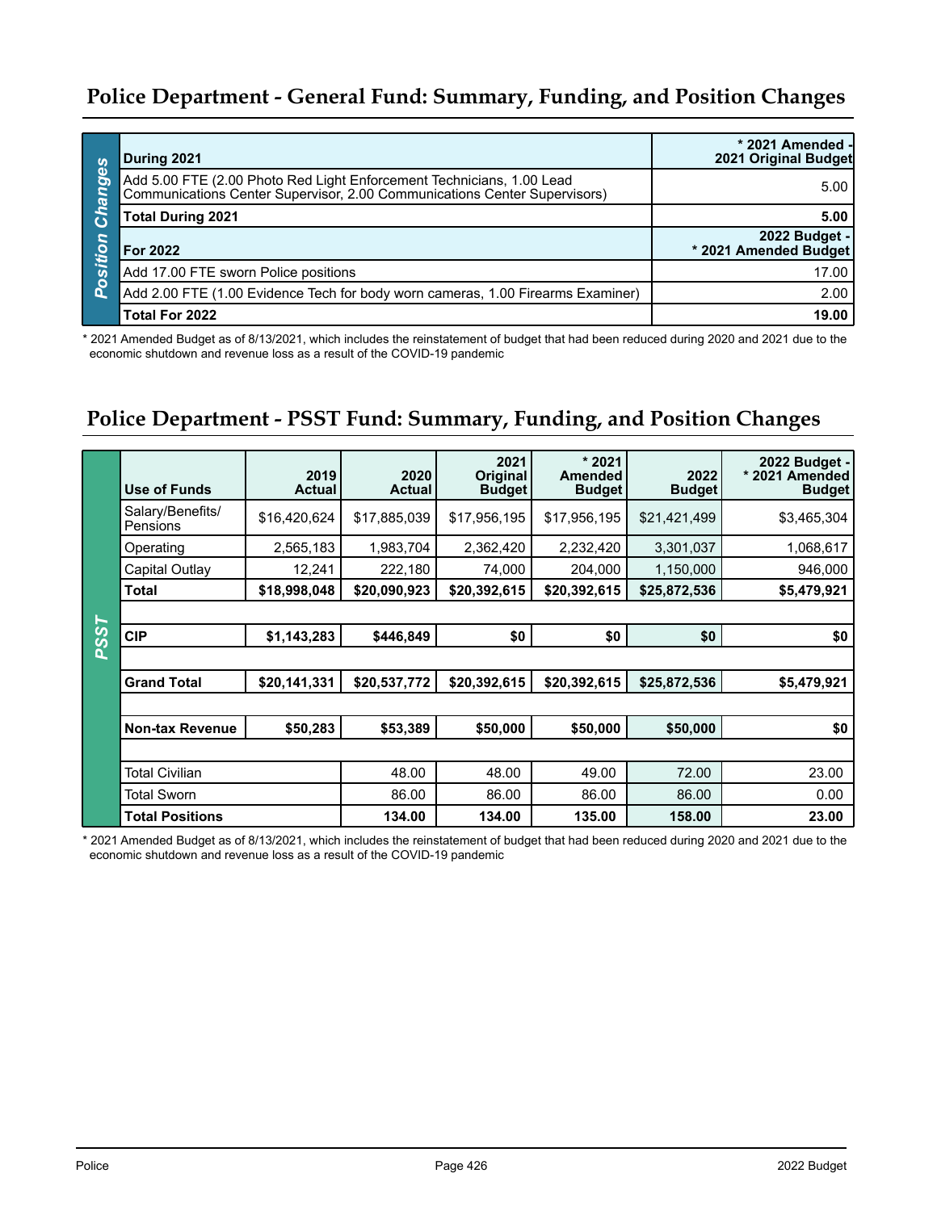## Police Department - General Fund: Summary, Funding, and Position Changes

| Position Changes | |
|---|---|
| **During 2021** | **\* 2021 Amended - 2021 Original Budget** |
| Add 5.00 FTE (2.00 Photo Red Light Enforcement Technicians, 1.00 Lead Communications Center Supervisor, 2.00 Communications Center Supervisors) | 5.00 |
| **Total During 2021** | **5.00** |
| **For 2022** | **2022 Budget - \* 2021 Amended Budget** |
| Add 17.00 FTE sworn Police positions | 17.00 |
| Add 2.00 FTE (1.00 Evidence Tech for body worn cameras, 1.00 Firearms Examiner) | 2.00 |
| **Total For 2022** | **19.00** |

\* 2021 Amended Budget as of 8/13/2021, which includes the reinstatement of budget that had been reduced during 2020 and 2021 due to the economic shutdown and revenue loss as a result of the COVID-19 pandemic

## Police Department - PSST Fund: Summary, Funding, and Position Changes

| Use of Funds | 2019 Actual | 2020 Actual | 2021 Original Budget | \* 2021 Amended Budget | 2022 Budget | 2022 Budget - \* 2021 Amended Budget |
|---|---|---|---|---|---|---|
| Salary/Benefits/ Pensions | $16,420,624 | $17,885,039 | $17,956,195 | $17,956,195 | $21,421,499 | $3,465,304 |
| Operating | 2,565,183 | 1,983,704 | 2,362,420 | 2,232,420 | 3,301,037 | 1,068,617 |
| Capital Outlay | 12,241 | 222,180 | 74,000 | 204,000 | 1,150,000 | 946,000 |
| **Total** | **$18,998,048** | **$20,090,923** | **$20,392,615** | **$20,392,615** | **$25,872,536** | **$5,479,921** |
| | | | | | | |
| **CIP** | **$1,143,283** | **$446,849** | **$0** | **$0** | **$0** | **$0** |
| | | | | | | |
| **Grand Total** | **$20,141,331** | **$20,537,772** | **$20,392,615** | **$20,392,615** | **$25,872,536** | **$5,479,921** |
| | | | | | | |
| **Non-tax Revenue** | **$50,283** | **$53,389** | **$50,000** | **$50,000** | **$50,000** | **$0** |
| | | | | | | |
| Total Civilian | | 48.00 | 48.00 | 49.00 | 72.00 | 23.00 |
| Total Sworn | | 86.00 | 86.00 | 86.00 | 86.00 | 0.00 |
| **Total Positions** | | **134.00** | **134.00** | **135.00** | **158.00** | **23.00** |

\* 2021 Amended Budget as of 8/13/2021, which includes the reinstatement of budget that had been reduced during 2020 and 2021 due to the economic shutdown and revenue loss as a result of the COVID-19 pandemic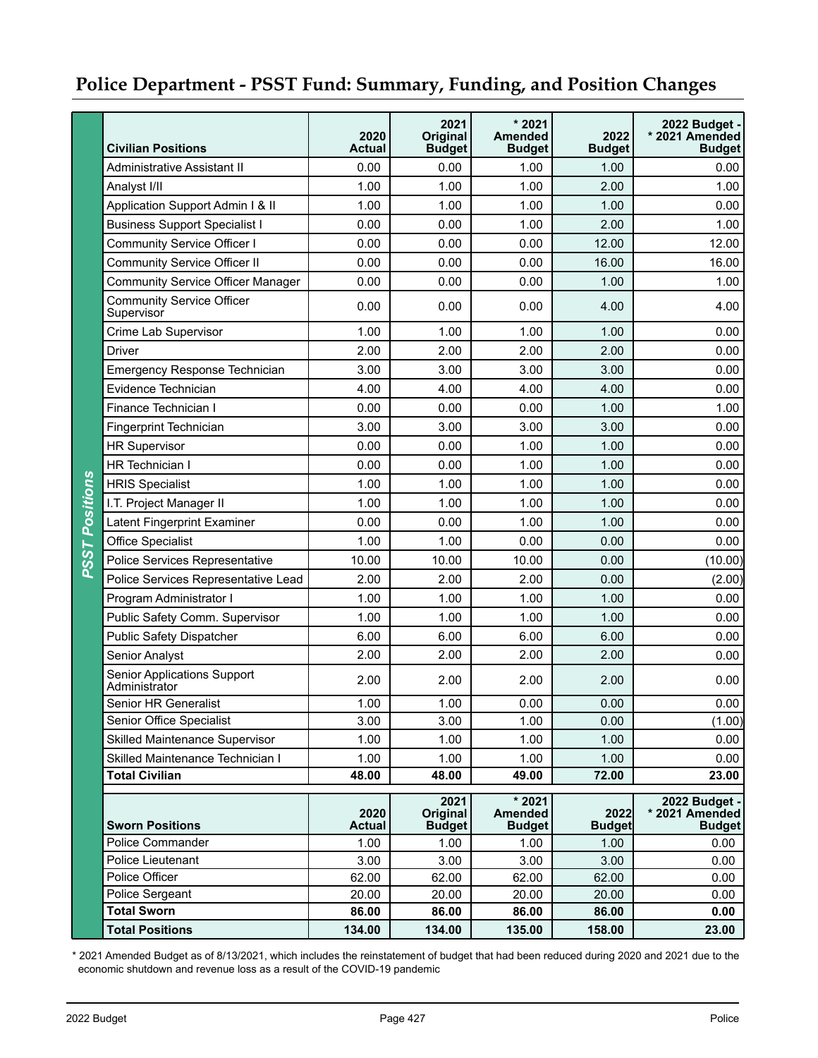# Police Department - PSST Fund: Summary, Funding, and Position Changes

**PSST Positions**

| Civilian Positions | 2020 Actual | 2021 Original Budget | * 2021 Amended Budget | 2022 Budget | 2022 Budget - * 2021 Amended Budget |
|---|---|---|---|---|---|
| Administrative Assistant II | 0.00 | 0.00 | 1.00 | 1.00 | 0.00 |
| Analyst I/II | 1.00 | 1.00 | 1.00 | 2.00 | 1.00 |
| Application Support Admin I & II | 1.00 | 1.00 | 1.00 | 1.00 | 0.00 |
| Business Support Specialist I | 0.00 | 0.00 | 1.00 | 2.00 | 1.00 |
| Community Service Officer I | 0.00 | 0.00 | 0.00 | 12.00 | 12.00 |
| Community Service Officer II | 0.00 | 0.00 | 0.00 | 16.00 | 16.00 |
| Community Service Officer Manager | 0.00 | 0.00 | 0.00 | 1.00 | 1.00 |
| Community Service Officer Supervisor | 0.00 | 0.00 | 0.00 | 4.00 | 4.00 |
| Crime Lab Supervisor | 1.00 | 1.00 | 1.00 | 1.00 | 0.00 |
| Driver | 2.00 | 2.00 | 2.00 | 2.00 | 0.00 |
| Emergency Response Technician | 3.00 | 3.00 | 3.00 | 3.00 | 0.00 |
| Evidence Technician | 4.00 | 4.00 | 4.00 | 4.00 | 0.00 |
| Finance Technician I | 0.00 | 0.00 | 0.00 | 1.00 | 1.00 |
| Fingerprint Technician | 3.00 | 3.00 | 3.00 | 3.00 | 0.00 |
| HR Supervisor | 0.00 | 0.00 | 1.00 | 1.00 | 0.00 |
| HR Technician I | 0.00 | 0.00 | 1.00 | 1.00 | 0.00 |
| HRIS Specialist | 1.00 | 1.00 | 1.00 | 1.00 | 0.00 |
| I.T. Project Manager II | 1.00 | 1.00 | 1.00 | 1.00 | 0.00 |
| Latent Fingerprint Examiner | 0.00 | 0.00 | 1.00 | 1.00 | 0.00 |
| Office Specialist | 1.00 | 1.00 | 0.00 | 0.00 | 0.00 |
| Police Services Representative | 10.00 | 10.00 | 10.00 | 0.00 | (10.00) |
| Police Services Representative Lead | 2.00 | 2.00 | 2.00 | 0.00 | (2.00) |
| Program Administrator I | 1.00 | 1.00 | 1.00 | 1.00 | 0.00 |
| Public Safety Comm. Supervisor | 1.00 | 1.00 | 1.00 | 1.00 | 0.00 |
| Public Safety Dispatcher | 6.00 | 6.00 | 6.00 | 6.00 | 0.00 |
| Senior Analyst | 2.00 | 2.00 | 2.00 | 2.00 | 0.00 |
| Senior Applications Support Administrator | 2.00 | 2.00 | 2.00 | 2.00 | 0.00 |
| Senior HR Generalist | 1.00 | 1.00 | 0.00 | 0.00 | 0.00 |
| Senior Office Specialist | 3.00 | 3.00 | 1.00 | 0.00 | (1.00) |
| Skilled Maintenance Supervisor | 1.00 | 1.00 | 1.00 | 1.00 | 0.00 |
| Skilled Maintenance Technician I | 1.00 | 1.00 | 1.00 | 1.00 | 0.00 |
| **Total Civilian** | **48.00** | **48.00** | **49.00** | **72.00** | **23.00** |

| Sworn Positions | 2020 Actual | 2021 Original Budget | * 2021 Amended Budget | 2022 Budget | 2022 Budget - * 2021 Amended Budget |
|---|---|---|---|---|---|
| Police Commander | 1.00 | 1.00 | 1.00 | 1.00 | 0.00 |
| Police Lieutenant | 3.00 | 3.00 | 3.00 | 3.00 | 0.00 |
| Police Officer | 62.00 | 62.00 | 62.00 | 62.00 | 0.00 |
| Police Sergeant | 20.00 | 20.00 | 20.00 | 20.00 | 0.00 |
| **Total Sworn** | **86.00** | **86.00** | **86.00** | **86.00** | **0.00** |
| **Total Positions** | **134.00** | **134.00** | **135.00** | **158.00** | **23.00** |

* 2021 Amended Budget as of 8/13/2021, which includes the reinstatement of budget that had been reduced during 2020 and 2021 due to the economic shutdown and revenue loss as a result of the COVID-19 pandemic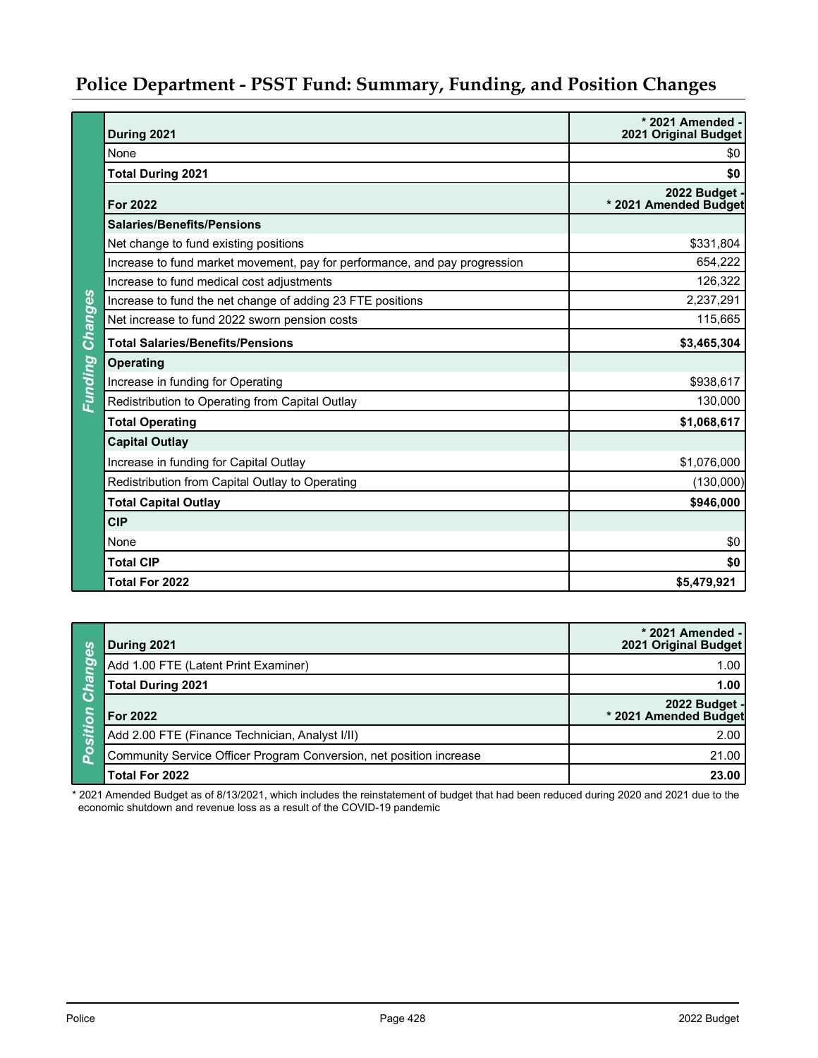## Police Department - PSST Fund: Summary, Funding, and Position Changes

### Funding Changes

| During 2021 | * 2021 Amended - 2021 Original Budget |
|---|---|
| None | $0 |
| **Total During 2021** | **$0** |
| **For 2022** | **2022 Budget - * 2021 Amended Budget** |
| **Salaries/Benefits/Pensions** | |
| Net change to fund existing positions | $331,804 |
| Increase to fund market movement, pay for performance, and pay progression | 654,222 |
| Increase to fund medical cost adjustments | 126,322 |
| Increase to fund the net change of adding 23 FTE positions | 2,237,291 |
| Net increase to fund 2022 sworn pension costs | 115,665 |
| **Total Salaries/Benefits/Pensions** | **$3,465,304** |
| **Operating** | |
| Increase in funding for Operating | $938,617 |
| Redistribution to Operating from Capital Outlay | 130,000 |
| **Total Operating** | **$1,068,617** |
| **Capital Outlay** | |
| Increase in funding for Capital Outlay | $1,076,000 |
| Redistribution from Capital Outlay to Operating | (130,000) |
| **Total Capital Outlay** | **$946,000** |
| **CIP** | |
| None | $0 |
| **Total CIP** | **$0** |
| **Total For 2022** | **$5,479,921** |

### Position Changes

| During 2021 | * 2021 Amended - 2021 Original Budget |
|---|---|
| Add 1.00 FTE (Latent Print Examiner) | 1.00 |
| **Total During 2021** | **1.00** |
| **For 2022** | **2022 Budget - * 2021 Amended Budget** |
| Add 2.00 FTE (Finance Technician, Analyst I/II) | 2.00 |
| Community Service Officer Program Conversion, net position increase | 21.00 |
| **Total For 2022** | **23.00** |

* 2021 Amended Budget as of 8/13/2021, which includes the reinstatement of budget that had been reduced during 2020 and 2021 due to the economic shutdown and revenue loss as a result of the COVID-19 pandemic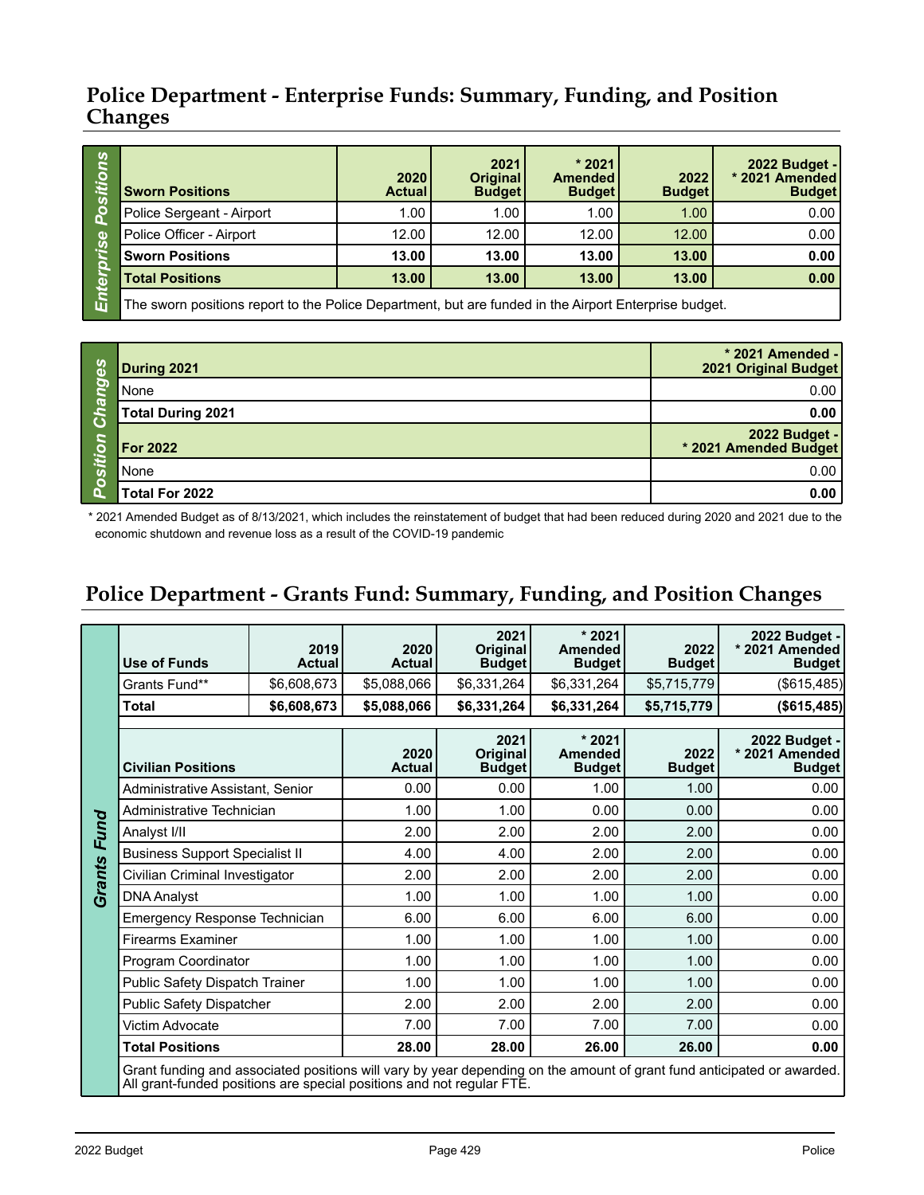## Police Department - Enterprise Funds: Summary, Funding, and Position Changes

**Enterprise Positions**

| Sworn Positions | 2020 Actual | 2021 Original Budget | * 2021 Amended Budget | 2022 Budget | 2022 Budget - * 2021 Amended Budget |
|---|---|---|---|---|---|
| Police Sergeant - Airport | 1.00 | 1.00 | 1.00 | 1.00 | 0.00 |
| Police Officer - Airport | 12.00 | 12.00 | 12.00 | 12.00 | 0.00 |
| **Sworn Positions** | **13.00** | **13.00** | **13.00** | **13.00** | **0.00** |
| **Total Positions** | **13.00** | **13.00** | **13.00** | **13.00** | **0.00** |

The sworn positions report to the Police Department, but are funded in the Airport Enterprise budget.

**Position Changes**

| During 2021 | * 2021 Amended - 2021 Original Budget |
|---|---|
| None | 0.00 |
| **Total During 2021** | **0.00** |
| **For 2022** | **2022 Budget - * 2021 Amended Budget** |
| None | 0.00 |
| **Total For 2022** | **0.00** |

* 2021 Amended Budget as of 8/13/2021, which includes the reinstatement of budget that had been reduced during 2020 and 2021 due to the economic shutdown and revenue loss as a result of the COVID-19 pandemic

## Police Department - Grants Fund: Summary, Funding, and Position Changes

**Grants Fund**

| Use of Funds | 2019 Actual | 2020 Actual | 2021 Original Budget | * 2021 Amended Budget | 2022 Budget | 2022 Budget - * 2021 Amended Budget |
|---|---|---|---|---|---|---|
| Grants Fund** | $6,608,673 | $5,088,066 | $6,331,264 | $6,331,264 | $5,715,779 | ($615,485) |
| **Total** | **$6,608,673** | **$5,088,066** | **$6,331,264** | **$6,331,264** | **$5,715,779** | **($615,485)** |

| Civilian Positions | 2020 Actual | 2021 Original Budget | * 2021 Amended Budget | 2022 Budget | 2022 Budget - * 2021 Amended Budget |
|---|---|---|---|---|---|
| Administrative Assistant, Senior | 0.00 | 0.00 | 1.00 | 1.00 | 0.00 |
| Administrative Technician | 1.00 | 1.00 | 0.00 | 0.00 | 0.00 |
| Analyst I/II | 2.00 | 2.00 | 2.00 | 2.00 | 0.00 |
| Business Support Specialist II | 4.00 | 4.00 | 2.00 | 2.00 | 0.00 |
| Civilian Criminal Investigator | 2.00 | 2.00 | 2.00 | 2.00 | 0.00 |
| DNA Analyst | 1.00 | 1.00 | 1.00 | 1.00 | 0.00 |
| Emergency Response Technician | 6.00 | 6.00 | 6.00 | 6.00 | 0.00 |
| Firearms Examiner | 1.00 | 1.00 | 1.00 | 1.00 | 0.00 |
| Program Coordinator | 1.00 | 1.00 | 1.00 | 1.00 | 0.00 |
| Public Safety Dispatch Trainer | 1.00 | 1.00 | 1.00 | 1.00 | 0.00 |
| Public Safety Dispatcher | 2.00 | 2.00 | 2.00 | 2.00 | 0.00 |
| Victim Advocate | 7.00 | 7.00 | 7.00 | 7.00 | 0.00 |
| **Total Positions** | **28.00** | **28.00** | **26.00** | **26.00** | **0.00** |

Grant funding and associated positions will vary by year depending on the amount of grant fund anticipated or awarded. All grant-funded positions are special positions and not regular FTE.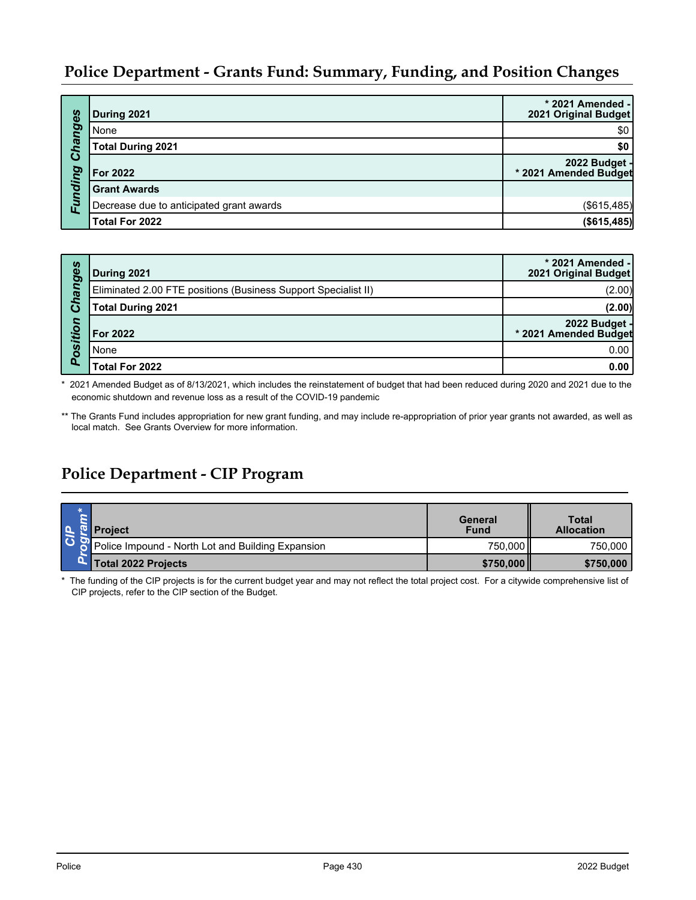## Police Department - Grants Fund: Summary, Funding, and Position Changes

| Funding Changes | |
|---|---|
| **During 2021** | **\* 2021 Amended - 2021 Original Budget** |
| None | $0 |
| **Total During 2021** | **$0** |
| **For 2022** | **2022 Budget - \* 2021 Amended Budget** |
| **Grant Awards** | |
| Decrease due to anticipated grant awards | ($615,485) |
| **Total For 2022** | **($615,485)** |

| Position Changes | |
|---|---|
| **During 2021** | **\* 2021 Amended - 2021 Original Budget** |
| Eliminated 2.00 FTE positions (Business Support Specialist II) | (2.00) |
| **Total During 2021** | **(2.00)** |
| **For 2022** | **2022 Budget - \* 2021 Amended Budget** |
| None | 0.00 |
| **Total For 2022** | **0.00** |

\* 2021 Amended Budget as of 8/13/2021, which includes the reinstatement of budget that had been reduced during 2020 and 2021 due to the economic shutdown and revenue loss as a result of the COVID-19 pandemic

\*\* The Grants Fund includes appropriation for new grant funding, and may include re-appropriation of prior year grants not awarded, as well as local match. See Grants Overview for more information.

## Police Department - CIP Program

| Project | General Fund | Total Allocation |
|---|---|---|
| Police Impound - North Lot and Building Expansion | 750,000 | 750,000 |
| **Total 2022 Projects** | **$750,000** | **$750,000** |

\* The funding of the CIP projects is for the current budget year and may not reflect the total project cost. For a citywide comprehensive list of CIP projects, refer to the CIP section of the Budget.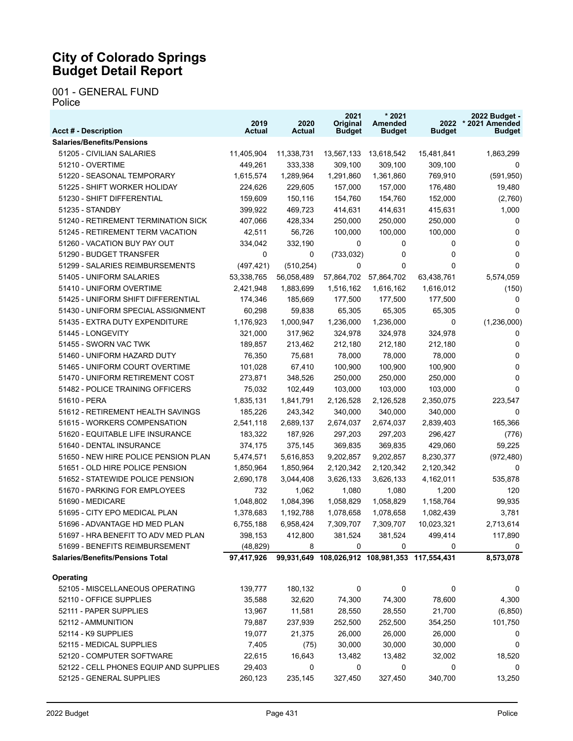# City of Colorado Springs
# Budget Detail Report

001 - GENERAL FUND
Police

| Acct # - Description | 2019 Actual | 2020 Actual | 2021 Original Budget | * 2021 Amended Budget | 2022 Budget | 2022 Budget - * 2021 Amended Budget |
|---|---|---|---|---|---|---|
| **Salaries/Benefits/Pensions** | | | | | | |
| 51205 - CIVILIAN SALARIES | 11,405,904 | 11,338,731 | 13,567,133 | 13,618,542 | 15,481,841 | 1,863,299 |
| 51210 - OVERTIME | 449,261 | 333,338 | 309,100 | 309,100 | 309,100 | 0 |
| 51220 - SEASONAL TEMPORARY | 1,615,574 | 1,289,964 | 1,291,860 | 1,361,860 | 769,910 | (591,950) |
| 51225 - SHIFT WORKER HOLIDAY | 224,626 | 229,605 | 157,000 | 157,000 | 176,480 | 19,480 |
| 51230 - SHIFT DIFFERENTIAL | 159,609 | 150,116 | 154,760 | 154,760 | 152,000 | (2,760) |
| 51235 - STANDBY | 399,922 | 469,723 | 414,631 | 414,631 | 415,631 | 1,000 |
| 51240 - RETIREMENT TERMINATION SICK | 407,066 | 428,334 | 250,000 | 250,000 | 250,000 | 0 |
| 51245 - RETIREMENT TERM VACATION | 42,511 | 56,726 | 100,000 | 100,000 | 100,000 | 0 |
| 51260 - VACATION BUY PAY OUT | 334,042 | 332,190 | 0 | 0 | 0 | 0 |
| 51290 - BUDGET TRANSFER | 0 | 0 | (733,032) | 0 | 0 | 0 |
| 51299 - SALARIES REIMBURSEMENTS | (497,421) | (510,254) | 0 | 0 | 0 | 0 |
| 51405 - UNIFORM SALARIES | 53,338,765 | 56,058,489 | 57,864,702 | 57,864,702 | 63,438,761 | 5,574,059 |
| 51410 - UNIFORM OVERTIME | 2,421,948 | 1,883,699 | 1,516,162 | 1,616,162 | 1,616,012 | (150) |
| 51425 - UNIFORM SHIFT DIFFERENTIAL | 174,346 | 185,669 | 177,500 | 177,500 | 177,500 | 0 |
| 51430 - UNIFORM SPECIAL ASSIGNMENT | 60,298 | 59,838 | 65,305 | 65,305 | 65,305 | 0 |
| 51435 - EXTRA DUTY EXPENDITURE | 1,176,923 | 1,000,947 | 1,236,000 | 1,236,000 | 0 | (1,236,000) |
| 51445 - LONGEVITY | 321,000 | 317,962 | 324,978 | 324,978 | 324,978 | 0 |
| 51455 - SWORN VAC TWK | 189,857 | 213,462 | 212,180 | 212,180 | 212,180 | 0 |
| 51460 - UNIFORM HAZARD DUTY | 76,350 | 75,681 | 78,000 | 78,000 | 78,000 | 0 |
| 51465 - UNIFORM COURT OVERTIME | 101,028 | 67,410 | 100,900 | 100,900 | 100,900 | 0 |
| 51470 - UNIFORM RETIREMENT COST | 273,871 | 348,526 | 250,000 | 250,000 | 250,000 | 0 |
| 51482 - POLICE TRAINING OFFICERS | 75,032 | 102,449 | 103,000 | 103,000 | 103,000 | 0 |
| 51610 - PERA | 1,835,131 | 1,841,791 | 2,126,528 | 2,126,528 | 2,350,075 | 223,547 |
| 51612 - RETIREMENT HEALTH SAVINGS | 185,226 | 243,342 | 340,000 | 340,000 | 340,000 | 0 |
| 51615 - WORKERS COMPENSATION | 2,541,118 | 2,689,137 | 2,674,037 | 2,674,037 | 2,839,403 | 165,366 |
| 51620 - EQUITABLE LIFE INSURANCE | 183,322 | 187,926 | 297,203 | 297,203 | 296,427 | (776) |
| 51640 - DENTAL INSURANCE | 374,175 | 375,145 | 369,835 | 369,835 | 429,060 | 59,225 |
| 51650 - NEW HIRE POLICE PENSION PLAN | 5,474,571 | 5,616,853 | 9,202,857 | 9,202,857 | 8,230,377 | (972,480) |
| 51651 - OLD HIRE POLICE PENSION | 1,850,964 | 1,850,964 | 2,120,342 | 2,120,342 | 2,120,342 | 0 |
| 51652 - STATEWIDE POLICE PENSION | 2,690,178 | 3,044,408 | 3,626,133 | 3,626,133 | 4,162,011 | 535,878 |
| 51670 - PARKING FOR EMPLOYEES | 732 | 1,062 | 1,080 | 1,080 | 1,200 | 120 |
| 51690 - MEDICARE | 1,048,802 | 1,084,396 | 1,058,829 | 1,058,829 | 1,158,764 | 99,935 |
| 51695 - CITY EPO MEDICAL PLAN | 1,378,683 | 1,192,788 | 1,078,658 | 1,078,658 | 1,082,439 | 3,781 |
| 51696 - ADVANTAGE HD MED PLAN | 6,755,188 | 6,958,424 | 7,309,707 | 7,309,707 | 10,023,321 | 2,713,614 |
| 51697 - HRA BENEFIT TO ADV MED PLAN | 398,153 | 412,800 | 381,524 | 381,524 | 499,414 | 117,890 |
| 51699 - BENEFITS REIMBURSEMENT | (48,829) | 8 | 0 | 0 | 0 | 0 |
| **Salaries/Benefits/Pensions Total** | **97,417,926** | **99,931,649** | **108,026,912** | **108,981,353** | **117,554,431** | **8,573,078** |
| **Operating** | | | | | | |
| 52105 - MISCELLANEOUS OPERATING | 139,777 | 180,132 | 0 | 0 | 0 | 0 |
| 52110 - OFFICE SUPPLIES | 35,588 | 32,620 | 74,300 | 74,300 | 78,600 | 4,300 |
| 52111 - PAPER SUPPLIES | 13,967 | 11,581 | 28,550 | 28,550 | 21,700 | (6,850) |
| 52112 - AMMUNITION | 79,887 | 237,939 | 252,500 | 252,500 | 354,250 | 101,750 |
| 52114 - K9 SUPPLIES | 19,077 | 21,375 | 26,000 | 26,000 | 26,000 | 0 |
| 52115 - MEDICAL SUPPLIES | 7,405 | (75) | 30,000 | 30,000 | 30,000 | 0 |
| 52120 - COMPUTER SOFTWARE | 22,615 | 16,643 | 13,482 | 13,482 | 32,002 | 18,520 |
| 52122 - CELL PHONES EQUIP AND SUPPLIES | 29,403 | 0 | 0 | 0 | 0 | 0 |
| 52125 - GENERAL SUPPLIES | 260,123 | 235,145 | 327,450 | 327,450 | 340,700 | 13,250 |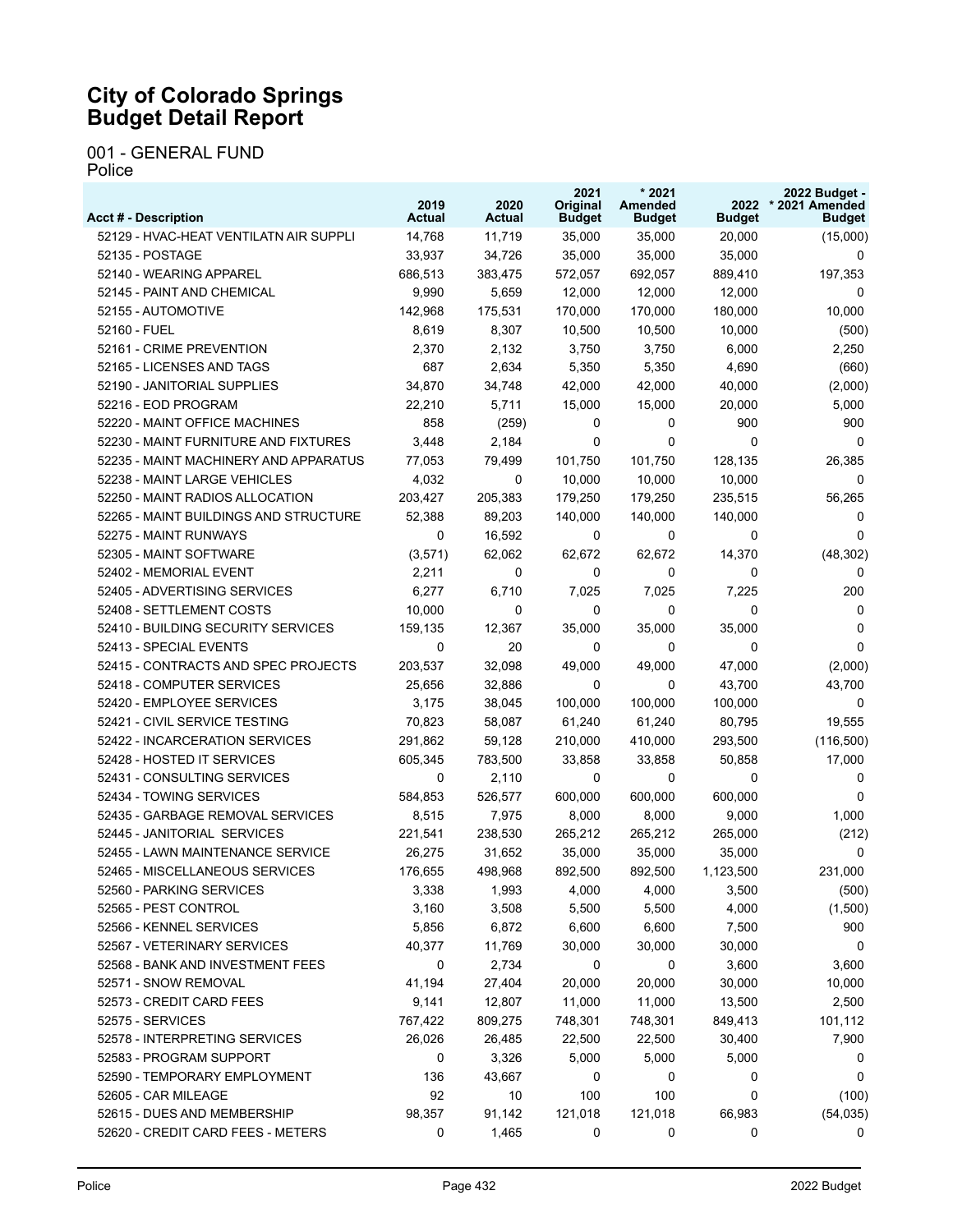# City of Colorado Springs
# Budget Detail Report

001 - GENERAL FUND
Police

| Acct # - Description | 2019 Actual | 2020 Actual | 2021 Original Budget | * 2021 Amended Budget | 2022 Budget | 2022 Budget - * 2021 Amended Budget |
|---|---|---|---|---|---|---|
| 52129 - HVAC-HEAT VENTILATN AIR SUPPLI | 14,768 | 11,719 | 35,000 | 35,000 | 20,000 | (15,000) |
| 52135 - POSTAGE | 33,937 | 34,726 | 35,000 | 35,000 | 35,000 | 0 |
| 52140 - WEARING APPAREL | 686,513 | 383,475 | 572,057 | 692,057 | 889,410 | 197,353 |
| 52145 - PAINT AND CHEMICAL | 9,990 | 5,659 | 12,000 | 12,000 | 12,000 | 0 |
| 52155 - AUTOMOTIVE | 142,968 | 175,531 | 170,000 | 170,000 | 180,000 | 10,000 |
| 52160 - FUEL | 8,619 | 8,307 | 10,500 | 10,500 | 10,000 | (500) |
| 52161 - CRIME PREVENTION | 2,370 | 2,132 | 3,750 | 3,750 | 6,000 | 2,250 |
| 52165 - LICENSES AND TAGS | 687 | 2,634 | 5,350 | 5,350 | 4,690 | (660) |
| 52190 - JANITORIAL SUPPLIES | 34,870 | 34,748 | 42,000 | 42,000 | 40,000 | (2,000) |
| 52216 - EOD PROGRAM | 22,210 | 5,711 | 15,000 | 15,000 | 20,000 | 5,000 |
| 52220 - MAINT OFFICE MACHINES | 858 | (259) | 0 | 0 | 900 | 900 |
| 52230 - MAINT FURNITURE AND FIXTURES | 3,448 | 2,184 | 0 | 0 | 0 | 0 |
| 52235 - MAINT MACHINERY AND APPARATUS | 77,053 | 79,499 | 101,750 | 101,750 | 128,135 | 26,385 |
| 52238 - MAINT LARGE VEHICLES | 4,032 | 0 | 10,000 | 10,000 | 10,000 | 0 |
| 52250 - MAINT RADIOS ALLOCATION | 203,427 | 205,383 | 179,250 | 179,250 | 235,515 | 56,265 |
| 52265 - MAINT BUILDINGS AND STRUCTURE | 52,388 | 89,203 | 140,000 | 140,000 | 140,000 | 0 |
| 52275 - MAINT RUNWAYS | 0 | 16,592 | 0 | 0 | 0 | 0 |
| 52305 - MAINT SOFTWARE | (3,571) | 62,062 | 62,672 | 62,672 | 14,370 | (48,302) |
| 52402 - MEMORIAL EVENT | 2,211 | 0 | 0 | 0 | 0 | 0 |
| 52405 - ADVERTISING SERVICES | 6,277 | 6,710 | 7,025 | 7,025 | 7,225 | 200 |
| 52408 - SETTLEMENT COSTS | 10,000 | 0 | 0 | 0 | 0 | 0 |
| 52410 - BUILDING SECURITY SERVICES | 159,135 | 12,367 | 35,000 | 35,000 | 35,000 | 0 |
| 52413 - SPECIAL EVENTS | 0 | 20 | 0 | 0 | 0 | 0 |
| 52415 - CONTRACTS AND SPEC PROJECTS | 203,537 | 32,098 | 49,000 | 49,000 | 47,000 | (2,000) |
| 52418 - COMPUTER SERVICES | 25,656 | 32,886 | 0 | 0 | 43,700 | 43,700 |
| 52420 - EMPLOYEE SERVICES | 3,175 | 38,045 | 100,000 | 100,000 | 100,000 | 0 |
| 52421 - CIVIL SERVICE TESTING | 70,823 | 58,087 | 61,240 | 61,240 | 80,795 | 19,555 |
| 52422 - INCARCERATION SERVICES | 291,862 | 59,128 | 210,000 | 410,000 | 293,500 | (116,500) |
| 52428 - HOSTED IT SERVICES | 605,345 | 783,500 | 33,858 | 33,858 | 50,858 | 17,000 |
| 52431 - CONSULTING SERVICES | 0 | 2,110 | 0 | 0 | 0 | 0 |
| 52434 - TOWING SERVICES | 584,853 | 526,577 | 600,000 | 600,000 | 600,000 | 0 |
| 52435 - GARBAGE REMOVAL SERVICES | 8,515 | 7,975 | 8,000 | 8,000 | 9,000 | 1,000 |
| 52445 - JANITORIAL SERVICES | 221,541 | 238,530 | 265,212 | 265,212 | 265,000 | (212) |
| 52455 - LAWN MAINTENANCE SERVICE | 26,275 | 31,652 | 35,000 | 35,000 | 35,000 | 0 |
| 52465 - MISCELLANEOUS SERVICES | 176,655 | 498,968 | 892,500 | 892,500 | 1,123,500 | 231,000 |
| 52560 - PARKING SERVICES | 3,338 | 1,993 | 4,000 | 4,000 | 3,500 | (500) |
| 52565 - PEST CONTROL | 3,160 | 3,508 | 5,500 | 5,500 | 4,000 | (1,500) |
| 52566 - KENNEL SERVICES | 5,856 | 6,872 | 6,600 | 6,600 | 7,500 | 900 |
| 52567 - VETERINARY SERVICES | 40,377 | 11,769 | 30,000 | 30,000 | 30,000 | 0 |
| 52568 - BANK AND INVESTMENT FEES | 0 | 2,734 | 0 | 0 | 3,600 | 3,600 |
| 52571 - SNOW REMOVAL | 41,194 | 27,404 | 20,000 | 20,000 | 30,000 | 10,000 |
| 52573 - CREDIT CARD FEES | 9,141 | 12,807 | 11,000 | 11,000 | 13,500 | 2,500 |
| 52575 - SERVICES | 767,422 | 809,275 | 748,301 | 748,301 | 849,413 | 101,112 |
| 52578 - INTERPRETING SERVICES | 26,026 | 26,485 | 22,500 | 22,500 | 30,400 | 7,900 |
| 52583 - PROGRAM SUPPORT | 0 | 3,326 | 5,000 | 5,000 | 5,000 | 0 |
| 52590 - TEMPORARY EMPLOYMENT | 136 | 43,667 | 0 | 0 | 0 | 0 |
| 52605 - CAR MILEAGE | 92 | 10 | 100 | 100 | 0 | (100) |
| 52615 - DUES AND MEMBERSHIP | 98,357 | 91,142 | 121,018 | 121,018 | 66,983 | (54,035) |
| 52620 - CREDIT CARD FEES - METERS | 0 | 1,465 | 0 | 0 | 0 | 0 |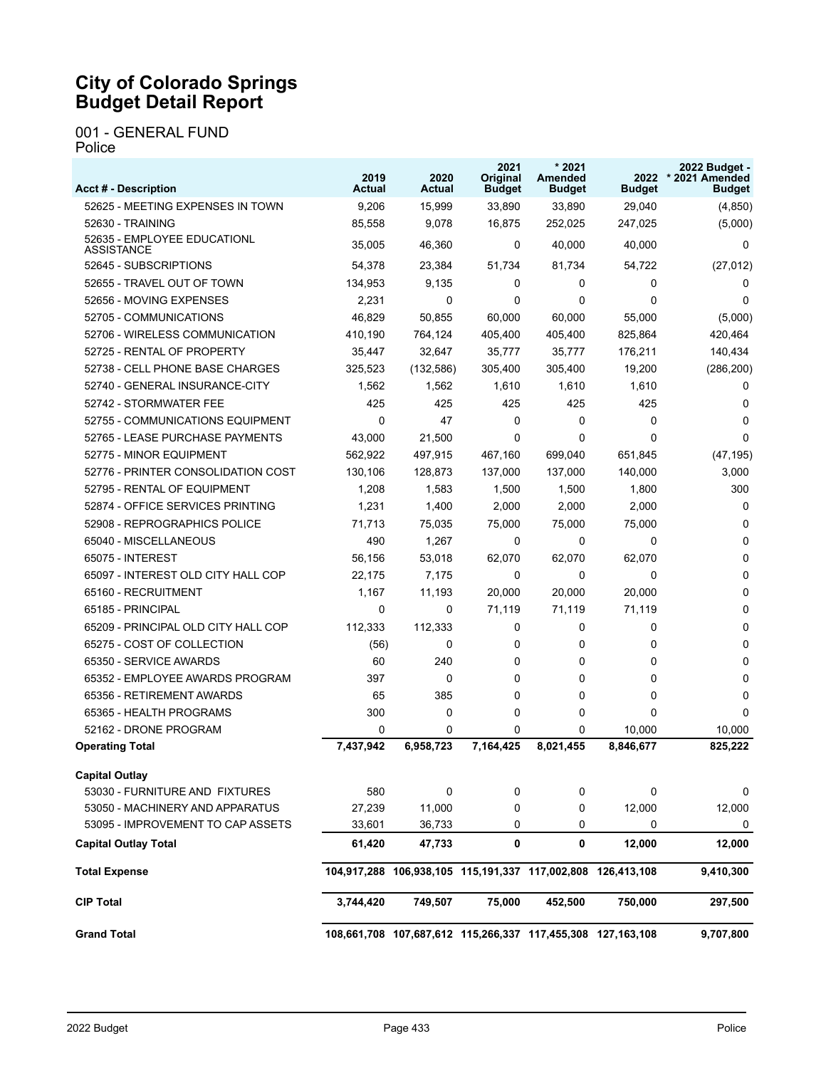# City of Colorado Springs Budget Detail Report

001 - GENERAL FUND
Police

| Acct # - Description | 2019 Actual | 2020 Actual | 2021 Original Budget | * 2021 Amended Budget | 2022 Budget | 2022 Budget - * 2021 Amended Budget |
|---|---|---|---|---|---|---|
| 52625 - MEETING EXPENSES IN TOWN | 9,206 | 15,999 | 33,890 | 33,890 | 29,040 | (4,850) |
| 52630 - TRAINING | 85,558 | 9,078 | 16,875 | 252,025 | 247,025 | (5,000) |
| 52635 - EMPLOYEE EDUCATIONL ASSISTANCE | 35,005 | 46,360 | 0 | 40,000 | 40,000 | 0 |
| 52645 - SUBSCRIPTIONS | 54,378 | 23,384 | 51,734 | 81,734 | 54,722 | (27,012) |
| 52655 - TRAVEL OUT OF TOWN | 134,953 | 9,135 | 0 | 0 | 0 | 0 |
| 52656 - MOVING EXPENSES | 2,231 | 0 | 0 | 0 | 0 | 0 |
| 52705 - COMMUNICATIONS | 46,829 | 50,855 | 60,000 | 60,000 | 55,000 | (5,000) |
| 52706 - WIRELESS COMMUNICATION | 410,190 | 764,124 | 405,400 | 405,400 | 825,864 | 420,464 |
| 52725 - RENTAL OF PROPERTY | 35,447 | 32,647 | 35,777 | 35,777 | 176,211 | 140,434 |
| 52738 - CELL PHONE BASE CHARGES | 325,523 | (132,586) | 305,400 | 305,400 | 19,200 | (286,200) |
| 52740 - GENERAL INSURANCE-CITY | 1,562 | 1,562 | 1,610 | 1,610 | 1,610 | 0 |
| 52742 - STORMWATER FEE | 425 | 425 | 425 | 425 | 425 | 0 |
| 52755 - COMMUNICATIONS EQUIPMENT | 0 | 47 | 0 | 0 | 0 | 0 |
| 52765 - LEASE PURCHASE PAYMENTS | 43,000 | 21,500 | 0 | 0 | 0 | 0 |
| 52775 - MINOR EQUIPMENT | 562,922 | 497,915 | 467,160 | 699,040 | 651,845 | (47,195) |
| 52776 - PRINTER CONSOLIDATION COST | 130,106 | 128,873 | 137,000 | 137,000 | 140,000 | 3,000 |
| 52795 - RENTAL OF EQUIPMENT | 1,208 | 1,583 | 1,500 | 1,500 | 1,800 | 300 |
| 52874 - OFFICE SERVICES PRINTING | 1,231 | 1,400 | 2,000 | 2,000 | 2,000 | 0 |
| 52908 - REPROGRAPHICS POLICE | 71,713 | 75,035 | 75,000 | 75,000 | 75,000 | 0 |
| 65040 - MISCELLANEOUS | 490 | 1,267 | 0 | 0 | 0 | 0 |
| 65075 - INTEREST | 56,156 | 53,018 | 62,070 | 62,070 | 62,070 | 0 |
| 65097 - INTEREST OLD CITY HALL COP | 22,175 | 7,175 | 0 | 0 | 0 | 0 |
| 65160 - RECRUITMENT | 1,167 | 11,193 | 20,000 | 20,000 | 20,000 | 0 |
| 65185 - PRINCIPAL | 0 | 0 | 71,119 | 71,119 | 71,119 | 0 |
| 65209 - PRINCIPAL OLD CITY HALL COP | 112,333 | 112,333 | 0 | 0 | 0 | 0 |
| 65275 - COST OF COLLECTION | (56) | 0 | 0 | 0 | 0 | 0 |
| 65350 - SERVICE AWARDS | 60 | 240 | 0 | 0 | 0 | 0 |
| 65352 - EMPLOYEE AWARDS PROGRAM | 397 | 0 | 0 | 0 | 0 | 0 |
| 65356 - RETIREMENT AWARDS | 65 | 385 | 0 | 0 | 0 | 0 |
| 65365 - HEALTH PROGRAMS | 300 | 0 | 0 | 0 | 0 | 0 |
| 52162 - DRONE PROGRAM | 0 | 0 | 0 | 0 | 10,000 | 10,000 |
| **Operating Total** | **7,437,942** | **6,958,723** | **7,164,425** | **8,021,455** | **8,846,677** | **825,222** |
| **Capital Outlay** | | | | | | |
| 53030 - FURNITURE AND FIXTURES | 580 | 0 | 0 | 0 | 0 | 0 |
| 53050 - MACHINERY AND APPARATUS | 27,239 | 11,000 | 0 | 0 | 12,000 | 12,000 |
| 53095 - IMPROVEMENT TO CAP ASSETS | 33,601 | 36,733 | 0 | 0 | 0 | 0 |
| **Capital Outlay Total** | **61,420** | **47,733** | **0** | **0** | **12,000** | **12,000** |
| **Total Expense** | **104,917,288** | **106,938,105** | **115,191,337** | **117,002,808** | **126,413,108** | **9,410,300** |
| **CIP Total** | **3,744,420** | **749,507** | **75,000** | **452,500** | **750,000** | **297,500** |
| **Grand Total** | **108,661,708** | **107,687,612** | **115,266,337** | **117,455,308** | **127,163,108** | **9,707,800** |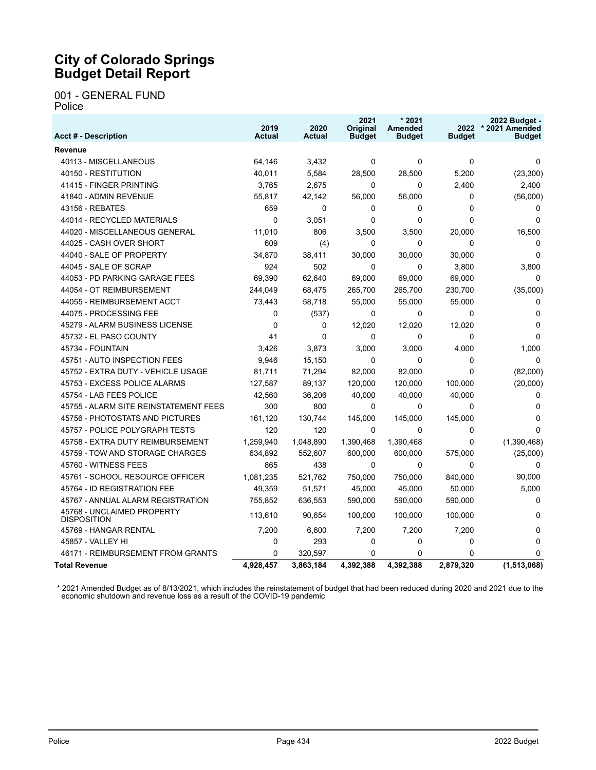# City of Colorado Springs
# Budget Detail Report

001 - GENERAL FUND
Police

| Acct # - Description | 2019 Actual | 2020 Actual | 2021 Original Budget | * 2021 Amended Budget | 2022 Budget | 2022 Budget - * 2021 Amended Budget |
|---|---|---|---|---|---|---|
| **Revenue** | | | | | | |
| 40113 - MISCELLANEOUS | 64,146 | 3,432 | 0 | 0 | 0 | 0 |
| 40150 - RESTITUTION | 40,011 | 5,584 | 28,500 | 28,500 | 5,200 | (23,300) |
| 41415 - FINGER PRINTING | 3,765 | 2,675 | 0 | 0 | 2,400 | 2,400 |
| 41840 - ADMIN REVENUE | 55,817 | 42,142 | 56,000 | 56,000 | 0 | (56,000) |
| 43156 - REBATES | 659 | 0 | 0 | 0 | 0 | 0 |
| 44014 - RECYCLED MATERIALS | 0 | 3,051 | 0 | 0 | 0 | 0 |
| 44020 - MISCELLANEOUS GENERAL | 11,010 | 806 | 3,500 | 3,500 | 20,000 | 16,500 |
| 44025 - CASH OVER SHORT | 609 | (4) | 0 | 0 | 0 | 0 |
| 44040 - SALE OF PROPERTY | 34,870 | 38,411 | 30,000 | 30,000 | 30,000 | 0 |
| 44045 - SALE OF SCRAP | 924 | 502 | 0 | 0 | 3,800 | 3,800 |
| 44053 - PD PARKING GARAGE FEES | 69,390 | 62,640 | 69,000 | 69,000 | 69,000 | 0 |
| 44054 - OT REIMBURSEMENT | 244,049 | 68,475 | 265,700 | 265,700 | 230,700 | (35,000) |
| 44055 - REIMBURSEMENT ACCT | 73,443 | 58,718 | 55,000 | 55,000 | 55,000 | 0 |
| 44075 - PROCESSING FEE | 0 | (537) | 0 | 0 | 0 | 0 |
| 45279 - ALARM BUSINESS LICENSE | 0 | 0 | 12,020 | 12,020 | 12,020 | 0 |
| 45732 - EL PASO COUNTY | 41 | 0 | 0 | 0 | 0 | 0 |
| 45734 - FOUNTAIN | 3,426 | 3,873 | 3,000 | 3,000 | 4,000 | 1,000 |
| 45751 - AUTO INSPECTION FEES | 9,946 | 15,150 | 0 | 0 | 0 | 0 |
| 45752 - EXTRA DUTY - VEHICLE USAGE | 81,711 | 71,294 | 82,000 | 82,000 | 0 | (82,000) |
| 45753 - EXCESS POLICE ALARMS | 127,587 | 89,137 | 120,000 | 120,000 | 100,000 | (20,000) |
| 45754 - LAB FEES POLICE | 42,560 | 36,206 | 40,000 | 40,000 | 40,000 | 0 |
| 45755 - ALARM SITE REINSTATEMENT FEES | 300 | 800 | 0 | 0 | 0 | 0 |
| 45756 - PHOTOSTATS AND PICTURES | 161,120 | 130,744 | 145,000 | 145,000 | 145,000 | 0 |
| 45757 - POLICE POLYGRAPH TESTS | 120 | 120 | 0 | 0 | 0 | 0 |
| 45758 - EXTRA DUTY REIMBURSEMENT | 1,259,940 | 1,048,890 | 1,390,468 | 1,390,468 | 0 | (1,390,468) |
| 45759 - TOW AND STORAGE CHARGES | 634,892 | 552,607 | 600,000 | 600,000 | 575,000 | (25,000) |
| 45760 - WITNESS FEES | 865 | 438 | 0 | 0 | 0 | 0 |
| 45761 - SCHOOL RESOURCE OFFICER | 1,081,235 | 521,762 | 750,000 | 750,000 | 840,000 | 90,000 |
| 45764 - ID REGISTRATION FEE | 49,359 | 51,571 | 45,000 | 45,000 | 50,000 | 5,000 |
| 45767 - ANNUAL ALARM REGISTRATION | 755,852 | 636,553 | 590,000 | 590,000 | 590,000 | 0 |
| 45768 - UNCLAIMED PROPERTY DISPOSITION | 113,610 | 90,654 | 100,000 | 100,000 | 100,000 | 0 |
| 45769 - HANGAR RENTAL | 7,200 | 6,600 | 7,200 | 7,200 | 7,200 | 0 |
| 45857 - VALLEY HI | 0 | 293 | 0 | 0 | 0 | 0 |
| 46171 - REIMBURSEMENT FROM GRANTS | 0 | 320,597 | 0 | 0 | 0 | 0 |
| **Total Revenue** | **4,928,457** | **3,863,184** | **4,392,388** | **4,392,388** | **2,879,320** | **(1,513,068)** |

\* 2021 Amended Budget as of 8/13/2021, which includes the reinstatement of budget that had been reduced during 2020 and 2021 due to the economic shutdown and revenue loss as a result of the COVID-19 pandemic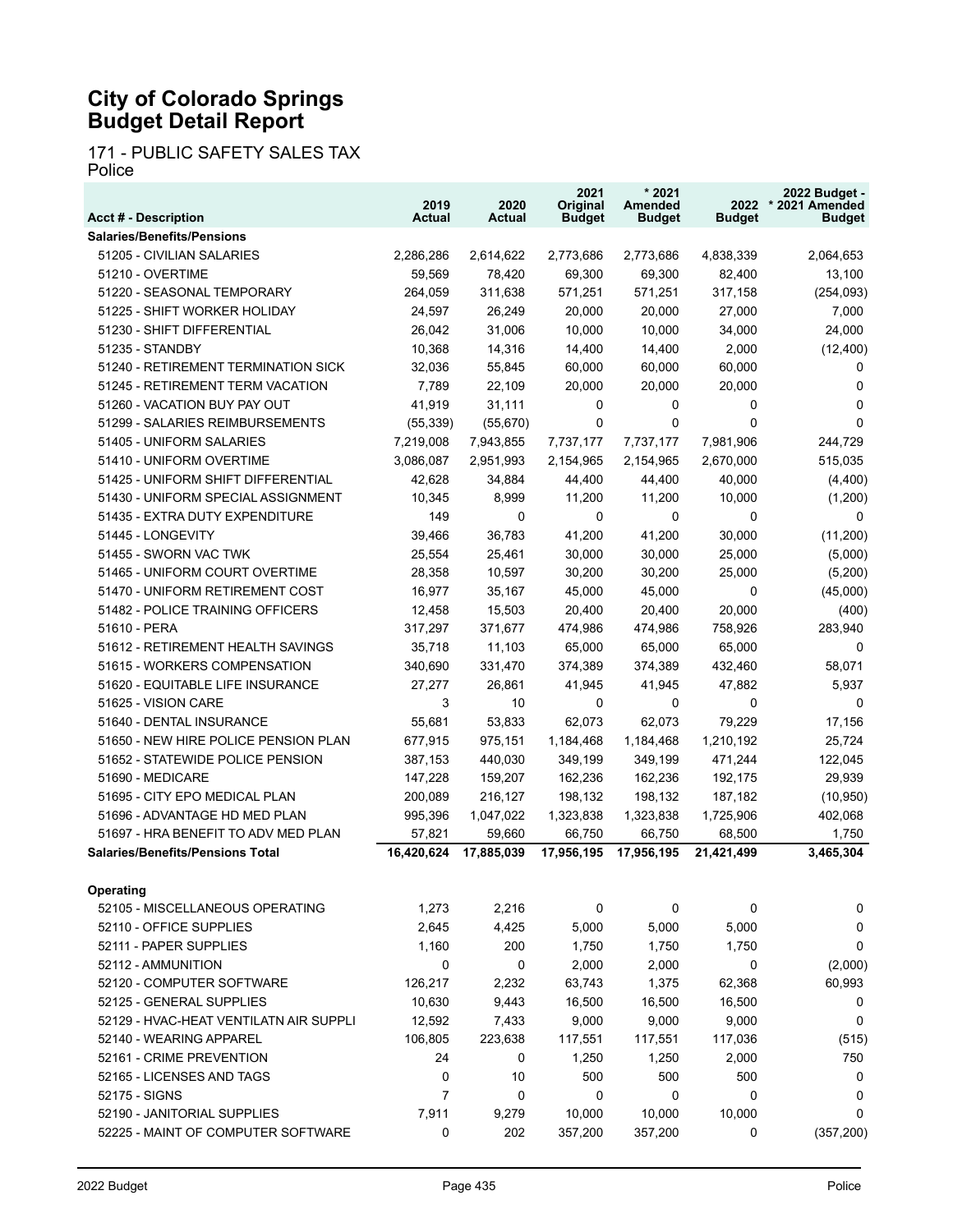# City of Colorado Springs
# Budget Detail Report

171 - PUBLIC SAFETY SALES TAX
Police

| Acct # - Description | 2019 Actual | 2020 Actual | 2021 Original Budget | * 2021 Amended Budget | 2022 Budget | 2022 Budget - * 2021 Amended Budget |
|---|---|---|---|---|---|---|
| **Salaries/Benefits/Pensions** | | | | | | |
| 51205 - CIVILIAN SALARIES | 2,286,286 | 2,614,622 | 2,773,686 | 2,773,686 | 4,838,339 | 2,064,653 |
| 51210 - OVERTIME | 59,569 | 78,420 | 69,300 | 69,300 | 82,400 | 13,100 |
| 51220 - SEASONAL TEMPORARY | 264,059 | 311,638 | 571,251 | 571,251 | 317,158 | (254,093) |
| 51225 - SHIFT WORKER HOLIDAY | 24,597 | 26,249 | 20,000 | 20,000 | 27,000 | 7,000 |
| 51230 - SHIFT DIFFERENTIAL | 26,042 | 31,006 | 10,000 | 10,000 | 34,000 | 24,000 |
| 51235 - STANDBY | 10,368 | 14,316 | 14,400 | 14,400 | 2,000 | (12,400) |
| 51240 - RETIREMENT TERMINATION SICK | 32,036 | 55,845 | 60,000 | 60,000 | 60,000 | 0 |
| 51245 - RETIREMENT TERM VACATION | 7,789 | 22,109 | 20,000 | 20,000 | 20,000 | 0 |
| 51260 - VACATION BUY PAY OUT | 41,919 | 31,111 | 0 | 0 | 0 | 0 |
| 51299 - SALARIES REIMBURSEMENTS | (55,339) | (55,670) | 0 | 0 | 0 | 0 |
| 51405 - UNIFORM SALARIES | 7,219,008 | 7,943,855 | 7,737,177 | 7,737,177 | 7,981,906 | 244,729 |
| 51410 - UNIFORM OVERTIME | 3,086,087 | 2,951,993 | 2,154,965 | 2,154,965 | 2,670,000 | 515,035 |
| 51425 - UNIFORM SHIFT DIFFERENTIAL | 42,628 | 34,884 | 44,400 | 44,400 | 40,000 | (4,400) |
| 51430 - UNIFORM SPECIAL ASSIGNMENT | 10,345 | 8,999 | 11,200 | 11,200 | 10,000 | (1,200) |
| 51435 - EXTRA DUTY EXPENDITURE | 149 | 0 | 0 | 0 | 0 | 0 |
| 51445 - LONGEVITY | 39,466 | 36,783 | 41,200 | 41,200 | 30,000 | (11,200) |
| 51455 - SWORN VAC TWK | 25,554 | 25,461 | 30,000 | 30,000 | 25,000 | (5,000) |
| 51465 - UNIFORM COURT OVERTIME | 28,358 | 10,597 | 30,200 | 30,200 | 25,000 | (5,200) |
| 51470 - UNIFORM RETIREMENT COST | 16,977 | 35,167 | 45,000 | 45,000 | 0 | (45,000) |
| 51482 - POLICE TRAINING OFFICERS | 12,458 | 15,503 | 20,400 | 20,400 | 20,000 | (400) |
| 51610 - PERA | 317,297 | 371,677 | 474,986 | 474,986 | 758,926 | 283,940 |
| 51612 - RETIREMENT HEALTH SAVINGS | 35,718 | 11,103 | 65,000 | 65,000 | 65,000 | 0 |
| 51615 - WORKERS COMPENSATION | 340,690 | 331,470 | 374,389 | 374,389 | 432,460 | 58,071 |
| 51620 - EQUITABLE LIFE INSURANCE | 27,277 | 26,861 | 41,945 | 41,945 | 47,882 | 5,937 |
| 51625 - VISION CARE | 3 | 10 | 0 | 0 | 0 | 0 |
| 51640 - DENTAL INSURANCE | 55,681 | 53,833 | 62,073 | 62,073 | 79,229 | 17,156 |
| 51650 - NEW HIRE POLICE PENSION PLAN | 677,915 | 975,151 | 1,184,468 | 1,184,468 | 1,210,192 | 25,724 |
| 51652 - STATEWIDE POLICE PENSION | 387,153 | 440,030 | 349,199 | 349,199 | 471,244 | 122,045 |
| 51690 - MEDICARE | 147,228 | 159,207 | 162,236 | 162,236 | 192,175 | 29,939 |
| 51695 - CITY EPO MEDICAL PLAN | 200,089 | 216,127 | 198,132 | 198,132 | 187,182 | (10,950) |
| 51696 - ADVANTAGE HD MED PLAN | 995,396 | 1,047,022 | 1,323,838 | 1,323,838 | 1,725,906 | 402,068 |
| 51697 - HRA BENEFIT TO ADV MED PLAN | 57,821 | 59,660 | 66,750 | 66,750 | 68,500 | 1,750 |
| **Salaries/Benefits/Pensions Total** | **16,420,624** | **17,885,039** | **17,956,195** | **17,956,195** | **21,421,499** | **3,465,304** |
| | | | | | | |
| **Operating** | | | | | | |
| 52105 - MISCELLANEOUS OPERATING | 1,273 | 2,216 | 0 | 0 | 0 | 0 |
| 52110 - OFFICE SUPPLIES | 2,645 | 4,425 | 5,000 | 5,000 | 5,000 | 0 |
| 52111 - PAPER SUPPLIES | 1,160 | 200 | 1,750 | 1,750 | 1,750 | 0 |
| 52112 - AMMUNITION | 0 | 0 | 2,000 | 2,000 | 0 | (2,000) |
| 52120 - COMPUTER SOFTWARE | 126,217 | 2,232 | 63,743 | 1,375 | 62,368 | 60,993 |
| 52125 - GENERAL SUPPLIES | 10,630 | 9,443 | 16,500 | 16,500 | 16,500 | 0 |
| 52129 - HVAC-HEAT VENTILATN AIR SUPPLI | 12,592 | 7,433 | 9,000 | 9,000 | 9,000 | 0 |
| 52140 - WEARING APPAREL | 106,805 | 223,638 | 117,551 | 117,551 | 117,036 | (515) |
| 52161 - CRIME PREVENTION | 24 | 0 | 1,250 | 1,250 | 2,000 | 750 |
| 52165 - LICENSES AND TAGS | 0 | 10 | 500 | 500 | 500 | 0 |
| 52175 - SIGNS | 7 | 0 | 0 | 0 | 0 | 0 |
| 52190 - JANITORIAL SUPPLIES | 7,911 | 9,279 | 10,000 | 10,000 | 10,000 | 0 |
| 52225 - MAINT OF COMPUTER SOFTWARE | 0 | 202 | 357,200 | 357,200 | 0 | (357,200) |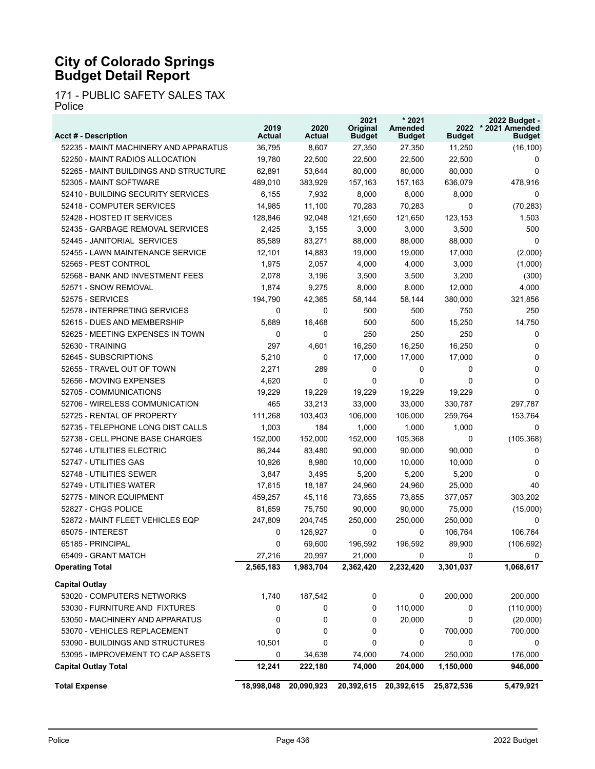# City of Colorado Springs
# Budget Detail Report

171 - PUBLIC SAFETY SALES TAX
Police

| Acct # - Description | 2019 Actual | 2020 Actual | 2021 Original Budget | * 2021 Amended Budget | 2022 Budget | 2022 Budget - * 2021 Amended Budget |
|---|---|---|---|---|---|---|
| 52235 - MAINT MACHINERY AND APPARATUS | 36,795 | 8,607 | 27,350 | 27,350 | 11,250 | (16,100) |
| 52250 - MAINT RADIOS ALLOCATION | 19,780 | 22,500 | 22,500 | 22,500 | 22,500 | 0 |
| 52265 - MAINT BUILDINGS AND STRUCTURE | 62,891 | 53,644 | 80,000 | 80,000 | 80,000 | 0 |
| 52305 - MAINT SOFTWARE | 489,010 | 383,929 | 157,163 | 157,163 | 636,079 | 478,916 |
| 52410 - BUILDING SECURITY SERVICES | 6,155 | 7,932 | 8,000 | 8,000 | 8,000 | 0 |
| 52418 - COMPUTER SERVICES | 14,985 | 11,100 | 70,283 | 70,283 | 0 | (70,283) |
| 52428 - HOSTED IT SERVICES | 128,846 | 92,048 | 121,650 | 121,650 | 123,153 | 1,503 |
| 52435 - GARBAGE REMOVAL SERVICES | 2,425 | 3,155 | 3,000 | 3,000 | 3,500 | 500 |
| 52445 - JANITORIAL SERVICES | 85,589 | 83,271 | 88,000 | 88,000 | 88,000 | 0 |
| 52455 - LAWN MAINTENANCE SERVICE | 12,101 | 14,883 | 19,000 | 19,000 | 17,000 | (2,000) |
| 52565 - PEST CONTROL | 1,975 | 2,057 | 4,000 | 4,000 | 3,000 | (1,000) |
| 52568 - BANK AND INVESTMENT FEES | 2,078 | 3,196 | 3,500 | 3,500 | 3,200 | (300) |
| 52571 - SNOW REMOVAL | 1,874 | 9,275 | 8,000 | 8,000 | 12,000 | 4,000 |
| 52575 - SERVICES | 194,790 | 42,365 | 58,144 | 58,144 | 380,000 | 321,856 |
| 52578 - INTERPRETING SERVICES | 0 | 0 | 500 | 500 | 750 | 250 |
| 52615 - DUES AND MEMBERSHIP | 5,689 | 16,468 | 500 | 500 | 15,250 | 14,750 |
| 52625 - MEETING EXPENSES IN TOWN | 0 | 0 | 250 | 250 | 250 | 0 |
| 52630 - TRAINING | 297 | 4,601 | 16,250 | 16,250 | 16,250 | 0 |
| 52645 - SUBSCRIPTIONS | 5,210 | 0 | 17,000 | 17,000 | 17,000 | 0 |
| 52655 - TRAVEL OUT OF TOWN | 2,271 | 289 | 0 | 0 | 0 | 0 |
| 52656 - MOVING EXPENSES | 4,620 | 0 | 0 | 0 | 0 | 0 |
| 52705 - COMMUNICATIONS | 19,229 | 19,229 | 19,229 | 19,229 | 19,229 | 0 |
| 52706 - WIRELESS COMMUNICATION | 465 | 33,213 | 33,000 | 33,000 | 330,787 | 297,787 |
| 52725 - RENTAL OF PROPERTY | 111,268 | 103,403 | 106,000 | 106,000 | 259,764 | 153,764 |
| 52735 - TELEPHONE LONG DIST CALLS | 1,003 | 184 | 1,000 | 1,000 | 1,000 | 0 |
| 52738 - CELL PHONE BASE CHARGES | 152,000 | 152,000 | 152,000 | 105,368 | 0 | (105,368) |
| 52746 - UTILITIES ELECTRIC | 86,244 | 83,480 | 90,000 | 90,000 | 90,000 | 0 |
| 52747 - UTILITIES GAS | 10,926 | 8,980 | 10,000 | 10,000 | 10,000 | 0 |
| 52748 - UTILITIES SEWER | 3,847 | 3,495 | 5,200 | 5,200 | 5,200 | 0 |
| 52749 - UTILITIES WATER | 17,615 | 18,187 | 24,960 | 24,960 | 25,000 | 40 |
| 52775 - MINOR EQUIPMENT | 459,257 | 45,116 | 73,855 | 73,855 | 377,057 | 303,202 |
| 52827 - CHGS POLICE | 81,659 | 75,750 | 90,000 | 90,000 | 75,000 | (15,000) |
| 52872 - MAINT FLEET VEHICLES EQP | 247,809 | 204,745 | 250,000 | 250,000 | 250,000 | 0 |
| 65075 - INTEREST | 0 | 126,927 | 0 | 0 | 106,764 | 106,764 |
| 65185 - PRINCIPAL | 0 | 69,600 | 196,592 | 196,592 | 89,900 | (106,692) |
| 65409 - GRANT MATCH | 27,216 | 20,997 | 21,000 | 0 | 0 | 0 |
| **Operating Total** | **2,565,183** | **1,983,704** | **2,362,420** | **2,232,420** | **3,301,037** | **1,068,617** |
| **Capital Outlay** | | | | | | |
| 53020 - COMPUTERS NETWORKS | 1,740 | 187,542 | 0 | 0 | 200,000 | 200,000 |
| 53030 - FURNITURE AND FIXTURES | 0 | 0 | 0 | 110,000 | 0 | (110,000) |
| 53050 - MACHINERY AND APPARATUS | 0 | 0 | 0 | 20,000 | 0 | (20,000) |
| 53070 - VEHICLES REPLACEMENT | 0 | 0 | 0 | 0 | 700,000 | 700,000 |
| 53090 - BUILDINGS AND STRUCTURES | 10,501 | 0 | 0 | 0 | 0 | 0 |
| 53095 - IMPROVEMENT TO CAP ASSETS | 0 | 34,638 | 74,000 | 74,000 | 250,000 | 176,000 |
| **Capital Outlay Total** | **12,241** | **222,180** | **74,000** | **204,000** | **1,150,000** | **946,000** |
| **Total Expense** | **18,998,048** | **20,090,923** | **20,392,615** | **20,392,615** | **25,872,536** | **5,479,921** |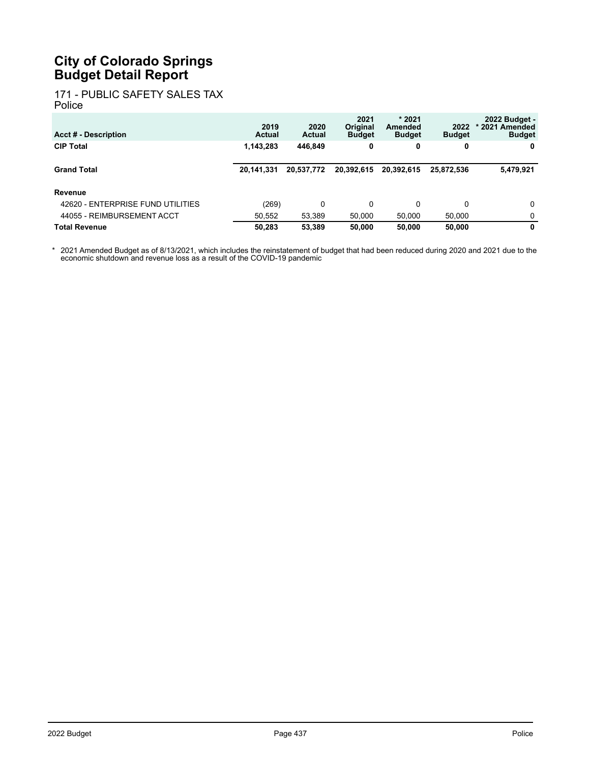# City of Colorado Springs
# Budget Detail Report

171 - PUBLIC SAFETY SALES TAX
Police

| Acct # - Description | 2019 Actual | 2020 Actual | 2021 Original Budget | * 2021 Amended Budget | 2022 Budget | 2022 Budget - * 2021 Amended Budget |
|---|---|---|---|---|---|---|
| **CIP Total** | **1,143,283** | **446,849** | **0** | **0** | **0** | **0** |
| **Grand Total** | **20,141,331** | **20,537,772** | **20,392,615** | **20,392,615** | **25,872,536** | **5,479,921** |
| **Revenue** | | | | | | |
| 42620 - ENTERPRISE FUND UTILITIES | (269) | 0 | 0 | 0 | 0 | 0 |
| 44055 - REIMBURSEMENT ACCT | 50,552 | 53,389 | 50,000 | 50,000 | 50,000 | 0 |
| **Total Revenue** | **50,283** | **53,389** | **50,000** | **50,000** | **50,000** | **0** |

\* 2021 Amended Budget as of 8/13/2021, which includes the reinstatement of budget that had been reduced during 2020 and 2021 due to the economic shutdown and revenue loss as a result of the COVID-19 pandemic